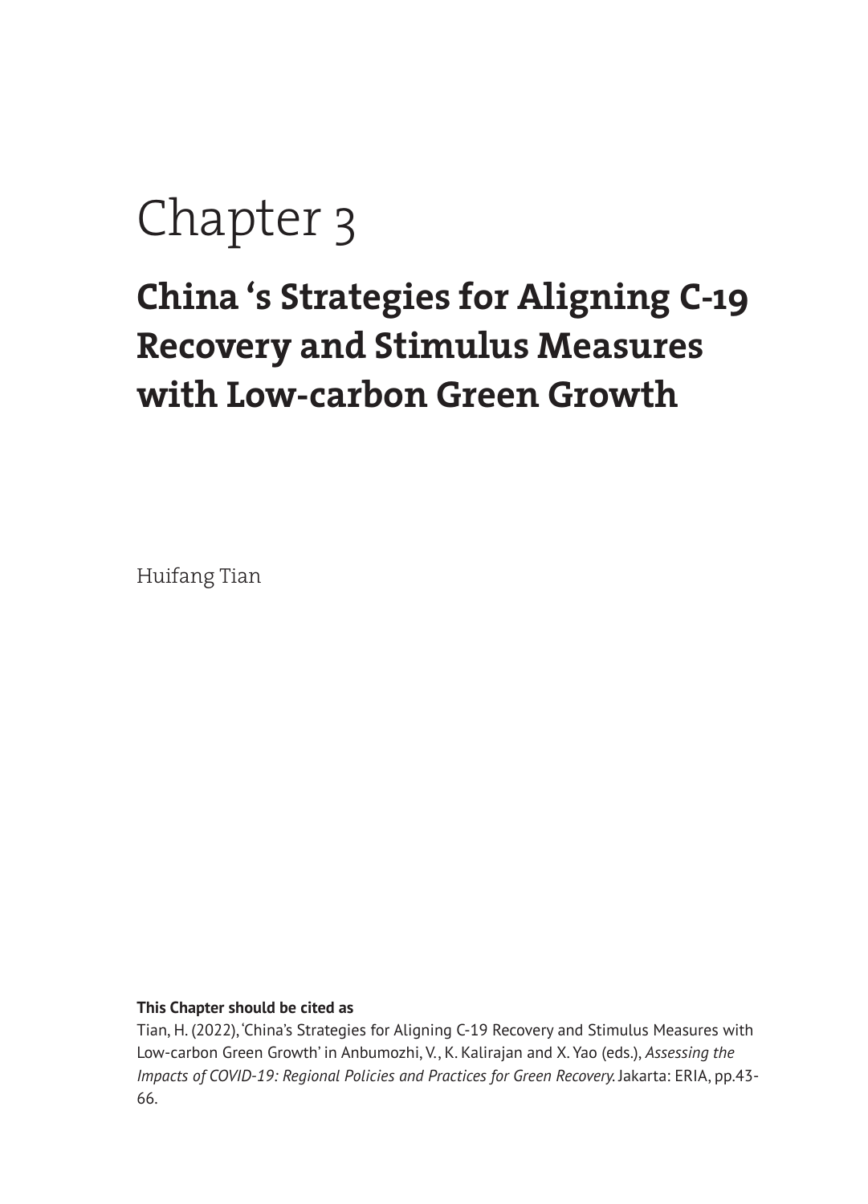# Chapter 3

## China 's Strategies for Aligning C-19 Recovery and Stimulus Measures with Low-carbon Green Growth

Huifang Tian

**This Chapter should be cited as**

Tian, H. (2022), 'China's Strategies for Aligning C-19 Recovery and Stimulus Measures with Low-carbon Green Growth' in Anbumozhi, V., K. Kalirajan and X. Yao (eds.), *Assessing the Impacts of COVID-19: Regional Policies and Practices for Green Recovery.* Jakarta: ERIA, pp.43-66.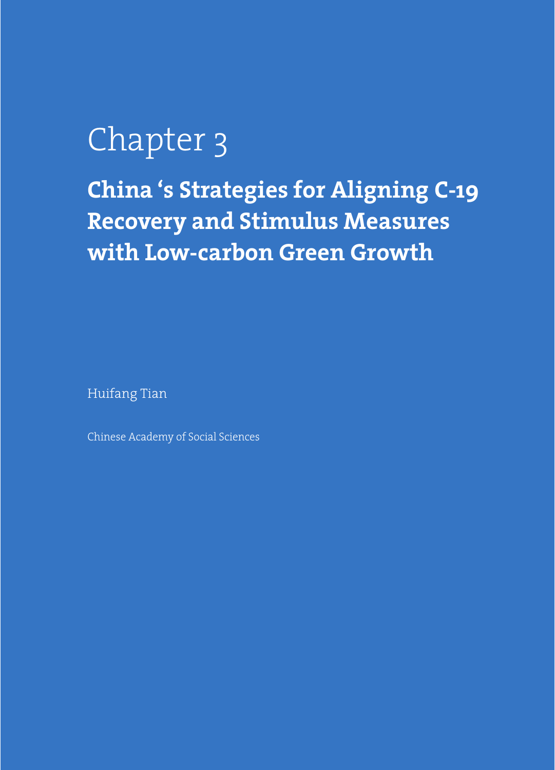# Chapter 3

## China ‘s Strategies for Aligning C-19 Recovery and Stimulus Measures with Low-carbon Green Growth

Huifang Tian

Chinese Academy of Social Sciences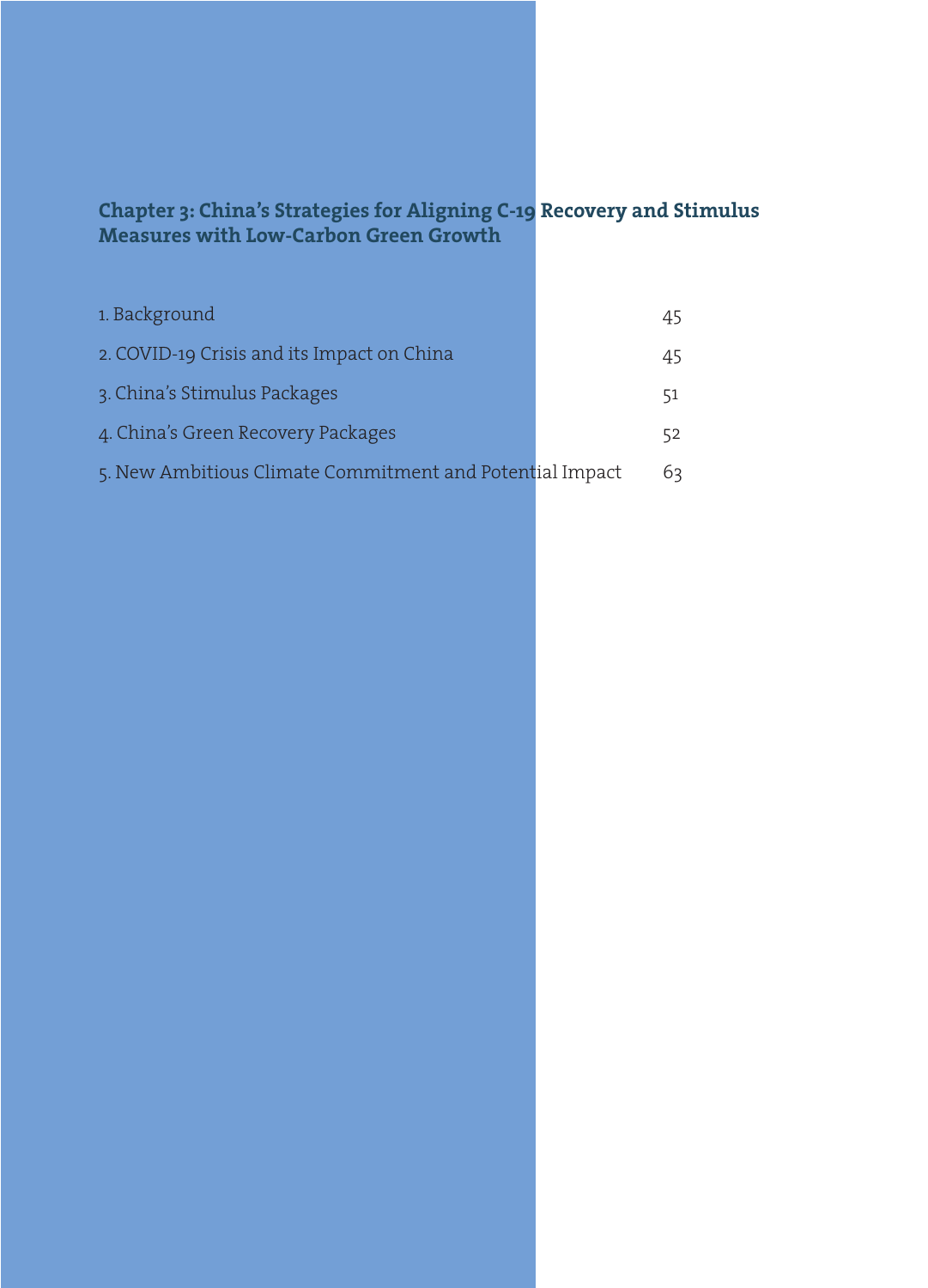## Chapter 3: China's Strategies for Aligning C-19 Recovery and Stimulus Measures with Low-Carbon Green Growth

| | |
|---|---|
| 1. Background | 45 |
| 2. COVID-19 Crisis and its Impact on China | 45 |
| 3. China's Stimulus Packages | 51 |
| 4. China's Green Recovery Packages | 52 |
| 5. New Ambitious Climate Commitment and Potential Impact | 63 |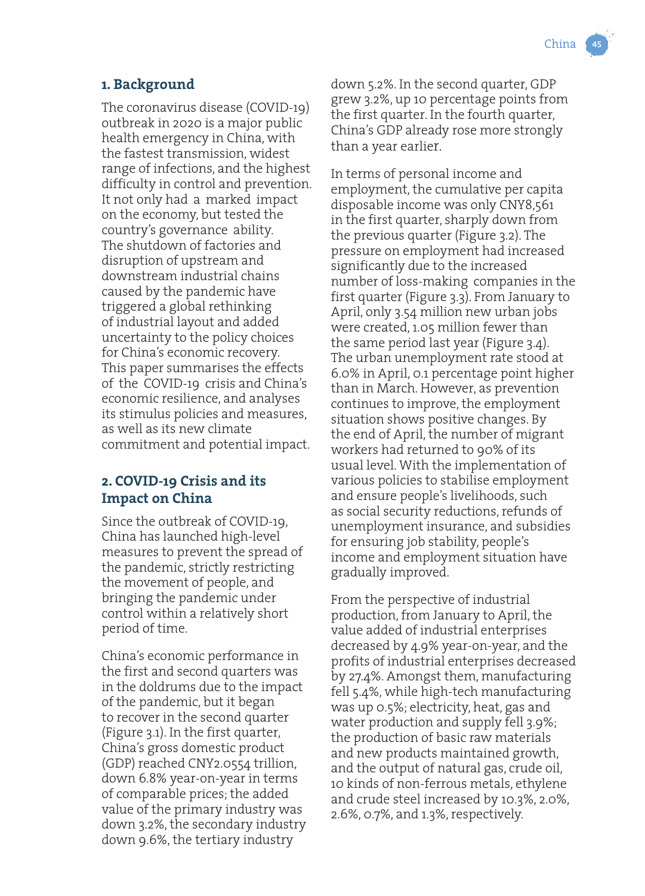## 1. Background

The coronavirus disease (COVID-19) outbreak in 2020 is a major public health emergency in China, with the fastest transmission, widest range of infections, and the highest difficulty in control and prevention. It not only had a marked impact on the economy, but tested the country's governance ability. The shutdown of factories and disruption of upstream and downstream industrial chains caused by the pandemic have triggered a global rethinking of industrial layout and added uncertainty to the policy choices for China's economic recovery. This paper summarises the effects of the COVID-19 crisis and China's economic resilience, and analyses its stimulus policies and measures, as well as its new climate commitment and potential impact.

## 2. COVID-19 Crisis and its Impact on China

Since the outbreak of COVID-19, China has launched high-level measures to prevent the spread of the pandemic, strictly restricting the movement of people, and bringing the pandemic under control within a relatively short period of time.

China's economic performance in the first and second quarters was in the doldrums due to the impact of the pandemic, but it began to recover in the second quarter (Figure 3.1). In the first quarter, China's gross domestic product (GDP) reached CNY2.0554 trillion, down 6.8% year-on-year in terms of comparable prices; the added value of the primary industry was down 3.2%, the secondary industry down 9.6%, the tertiary industry down 5.2%. In the second quarter, GDP grew 3.2%, up 10 percentage points from the first quarter. In the fourth quarter, China's GDP already rose more strongly than a year earlier.

In terms of personal income and employment, the cumulative per capita disposable income was only CNY8,561 in the first quarter, sharply down from the previous quarter (Figure 3.2). The pressure on employment had increased significantly due to the increased number of loss-making companies in the first quarter (Figure 3.3). From January to April, only 3.54 million new urban jobs were created, 1.05 million fewer than the same period last year (Figure 3.4). The urban unemployment rate stood at 6.0% in April, 0.1 percentage point higher than in March. However, as prevention continues to improve, the employment situation shows positive changes. By the end of April, the number of migrant workers had returned to 90% of its usual level. With the implementation of various policies to stabilise employment and ensure people's livelihoods, such as social security reductions, refunds of unemployment insurance, and subsidies for ensuring job stability, people's income and employment situation have gradually improved.

From the perspective of industrial production, from January to April, the value added of industrial enterprises decreased by 4.9% year-on-year, and the profits of industrial enterprises decreased by 27.4%. Amongst them, manufacturing fell 5.4%, while high-tech manufacturing was up 0.5%; electricity, heat, gas and water production and supply fell 3.9%; the production of basic raw materials and new products maintained growth, and the output of natural gas, crude oil, 10 kinds of non-ferrous metals, ethylene and crude steel increased by 10.3%, 2.0%, 2.6%, 0.7%, and 1.3%, respectively.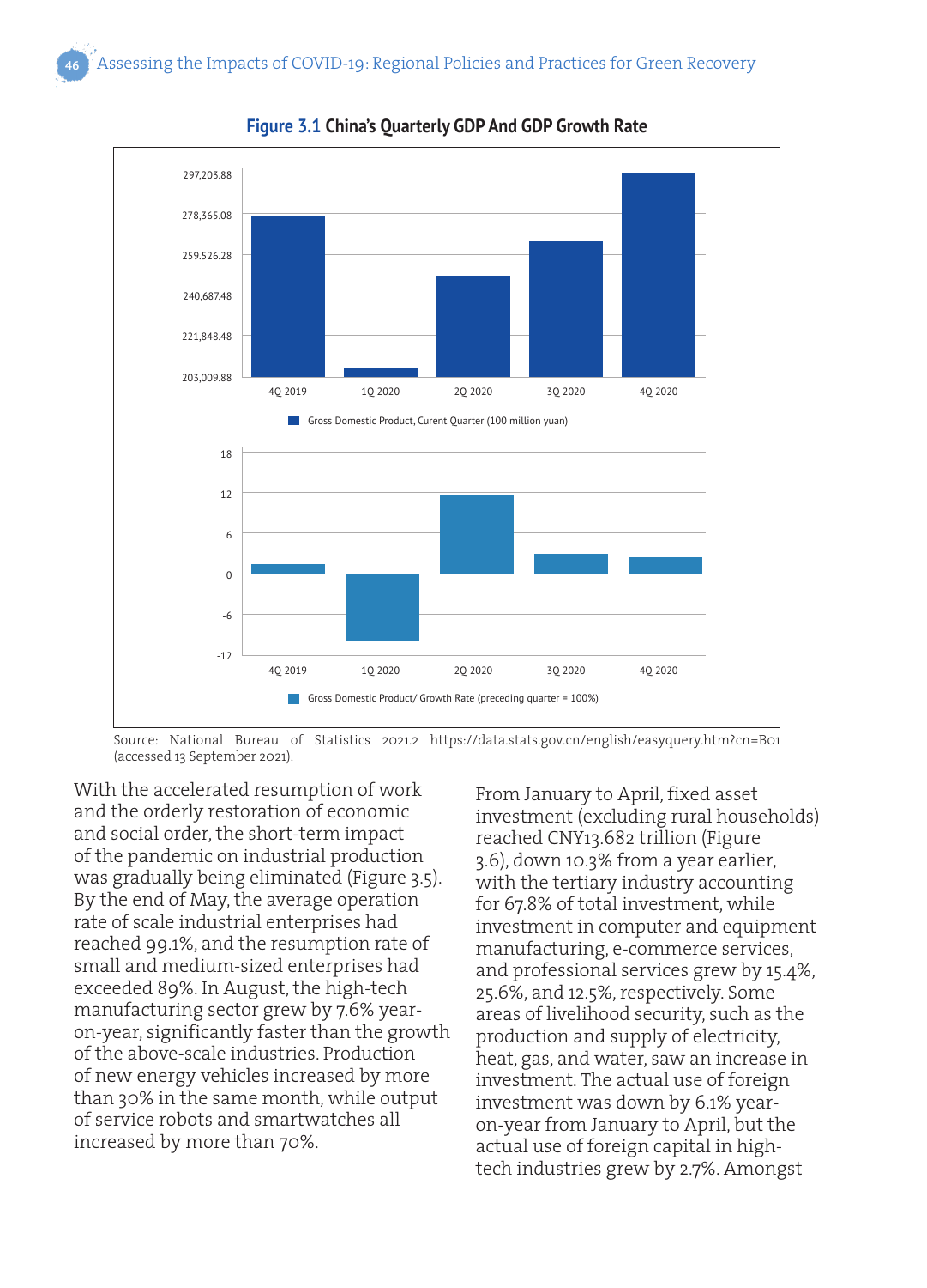**Figure 3.1 China's Quarterly GDP And GDP Growth Rate**

297,203.88
278,365.08
259,526.28
240,687.48
221,848.48
203,009.88

4Q 2019
1Q 2020
2Q 2020
3Q 2020
4Q 2020

Gross Domestic Product, Curent Quarter (100 million yuan)

18
12
6
0
-6
-12

4Q 2019
1Q 2020
2Q 2020
3Q 2020
4Q 2020

Gross Domestic Product/ Growth Rate (preceding quarter = 100%)

Source: National Bureau of Statistics 2021.2 https://data.stats.gov.cn/english/easyquery.htm?cn=B01 (accessed 13 September 2021).

With the accelerated resumption of work and the orderly restoration of economic and social order, the short-term impact of the pandemic on industrial production was gradually being eliminated (Figure 3.5). By the end of May, the average operation rate of scale industrial enterprises had reached 99.1%, and the resumption rate of small and medium-sized enterprises had exceeded 89%. In August, the high-tech manufacturing sector grew by 7.6% year-on-year, significantly faster than the growth of the above-scale industries. Production of new energy vehicles increased by more than 30% in the same month, while output of service robots and smartwatches all increased by more than 70%.

From January to April, fixed asset investment (excluding rural households) reached CNY13.682 trillion (Figure 3.6), down 10.3% from a year earlier, with the tertiary industry accounting for 67.8% of total investment, while investment in computer and equipment manufacturing, e-commerce services, and professional services grew by 15.4%, 25.6%, and 12.5%, respectively. Some areas of livelihood security, such as the production and supply of electricity, heat, gas, and water, saw an increase in investment. The actual use of foreign investment was down by 6.1% year-on-year from January to April, but the actual use of foreign capital in high-tech industries grew by 2.7%. Amongst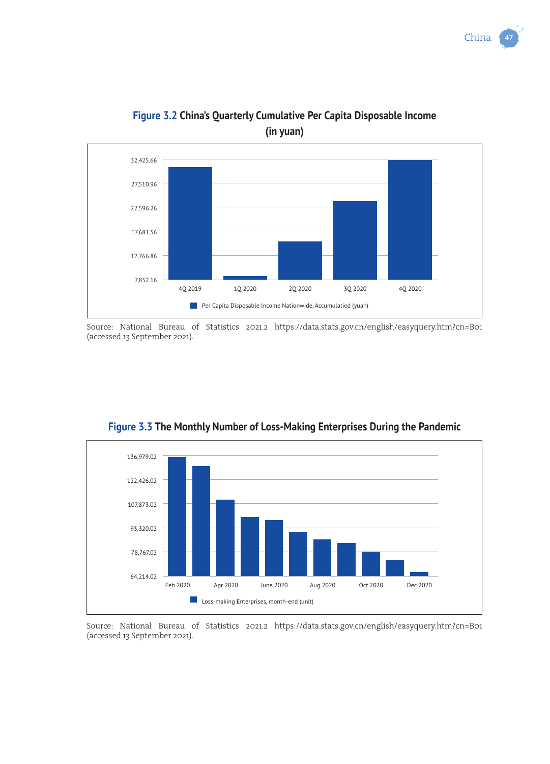**Figure 3.2 China's Quarterly Cumulative Per Capita Disposable Income (in yuan)**

32,425.66
27,510.96
22,596.26
17,681.56
12,766.86
7,852.16

4Q 2019
1Q 2020
2Q 2020
3Q 2020
4Q 2020

Per Capita Disposable Income Nationwide, Accumulatied (yuan)

Source: National Bureau of Statistics 2021.2 https://data.stats.gov.cn/english/easyquery.htm?cn=B01 (accessed 13 September 2021).

**Figure 3.3 The Monthly Number of Loss-Making Enterprises During the Pandemic**

136,979.02
122,426.02
107,873.02
93,320.02
78,767.02
64,214.02

Feb 2020
Apr 2020
June 2020
Aug 2020
Oct 2020
Dec 2020

Loss-making Enterprises, month-end (unit)

Source: National Bureau of Statistics 2021.2 https://data.stats.gov.cn/english/easyquery.htm?cn=B01 (accessed 13 September 2021).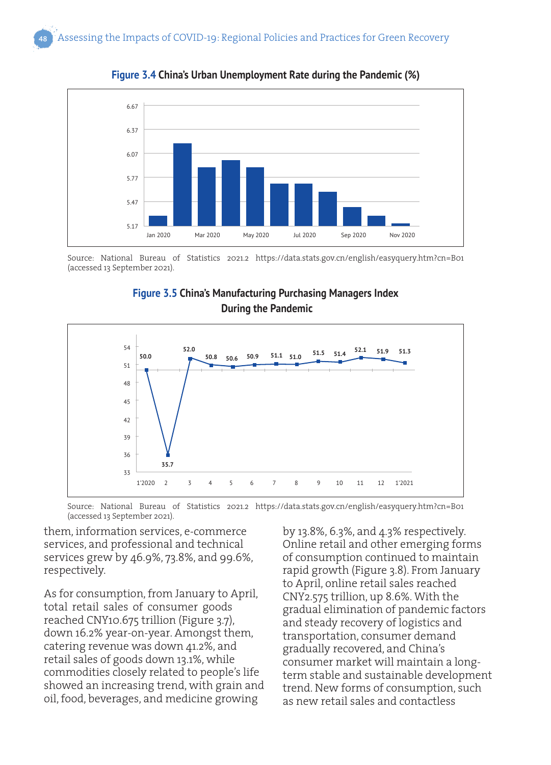**Figure 3.4 China's Urban Unemployment Rate during the Pandemic (%)**

6.67
6.37
6.07
5.77
5.47
5.17

Jan 2020
Mar 2020
May 2020
Jul 2020
Sep 2020
Nov 2020

Source: National Bureau of Statistics 2021.2 https://data.stats.gov.cn/english/easyquery.htm?cn=B01 (accessed 13 September 2021).

**Figure 3.5 China's Manufacturing Purchasing Managers Index During the Pandemic**

54
51
48
45
42
39
36
33

50.0
35.7
52.0
50.8
50.6
50.9
51.1
51.0
51.5
51.4
52.1
51.9
51.3

1'2020 2 3 4 5 6 7 8 9 10 11 12 1'2021

Source: National Bureau of Statistics 2021.2 https://data.stats.gov.cn/english/easyquery.htm?cn=B01 (accessed 13 September 2021).

them, information services, e-commerce services, and professional and technical services grew by 46.9%, 73.8%, and 99.6%, respectively.

As for consumption, from January to April, total retail sales of consumer goods reached CNY10.675 trillion (Figure 3.7), down 16.2% year-on-year. Amongst them, catering revenue was down 41.2%, and retail sales of goods down 13.1%, while commodities closely related to people's life showed an increasing trend, with grain and oil, food, beverages, and medicine growing by 13.8%, 6.3%, and 4.3% respectively. Online retail and other emerging forms of consumption continued to maintain rapid growth (Figure 3.8). From January to April, online retail sales reached CNY2.575 trillion, up 8.6%. With the gradual elimination of pandemic factors and steady recovery of logistics and transportation, consumer demand gradually recovered, and China's consumer market will maintain a long-term stable and sustainable development trend. New forms of consumption, such as new retail sales and contactless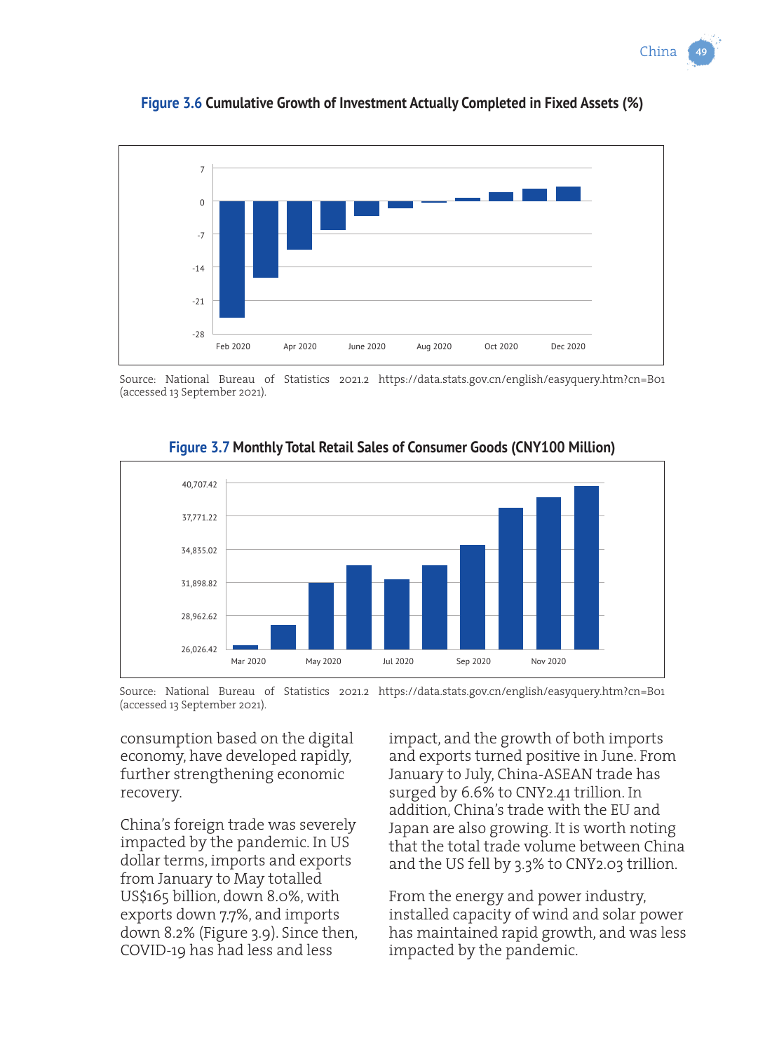**Figure 3.6** Cumulative Growth of Investment Actually Completed in Fixed Assets (%)

Source: National Bureau of Statistics 2021.2 https://data.stats.gov.cn/english/easyquery.htm?cn=B01 (accessed 13 September 2021).

**Figure 3.7** Monthly Total Retail Sales of Consumer Goods (CNY100 Million)

Source: National Bureau of Statistics 2021.2 https://data.stats.gov.cn/english/easyquery.htm?cn=B01 (accessed 13 September 2021).

consumption based on the digital economy, have developed rapidly, further strengthening economic recovery.

China's foreign trade was severely impacted by the pandemic. In US dollar terms, imports and exports from January to May totalled US$165 billion, down 8.0%, with exports down 7.7%, and imports down 8.2% (Figure 3.9). Since then, COVID-19 has had less and less impact, and the growth of both imports and exports turned positive in June. From January to July, China-ASEAN trade has surged by 6.6% to CNY2.41 trillion. In addition, China's trade with the EU and Japan are also growing. It is worth noting that the total trade volume between China and the US fell by 3.3% to CNY2.03 trillion.

From the energy and power industry, installed capacity of wind and solar power has maintained rapid growth, and was less impacted by the pandemic.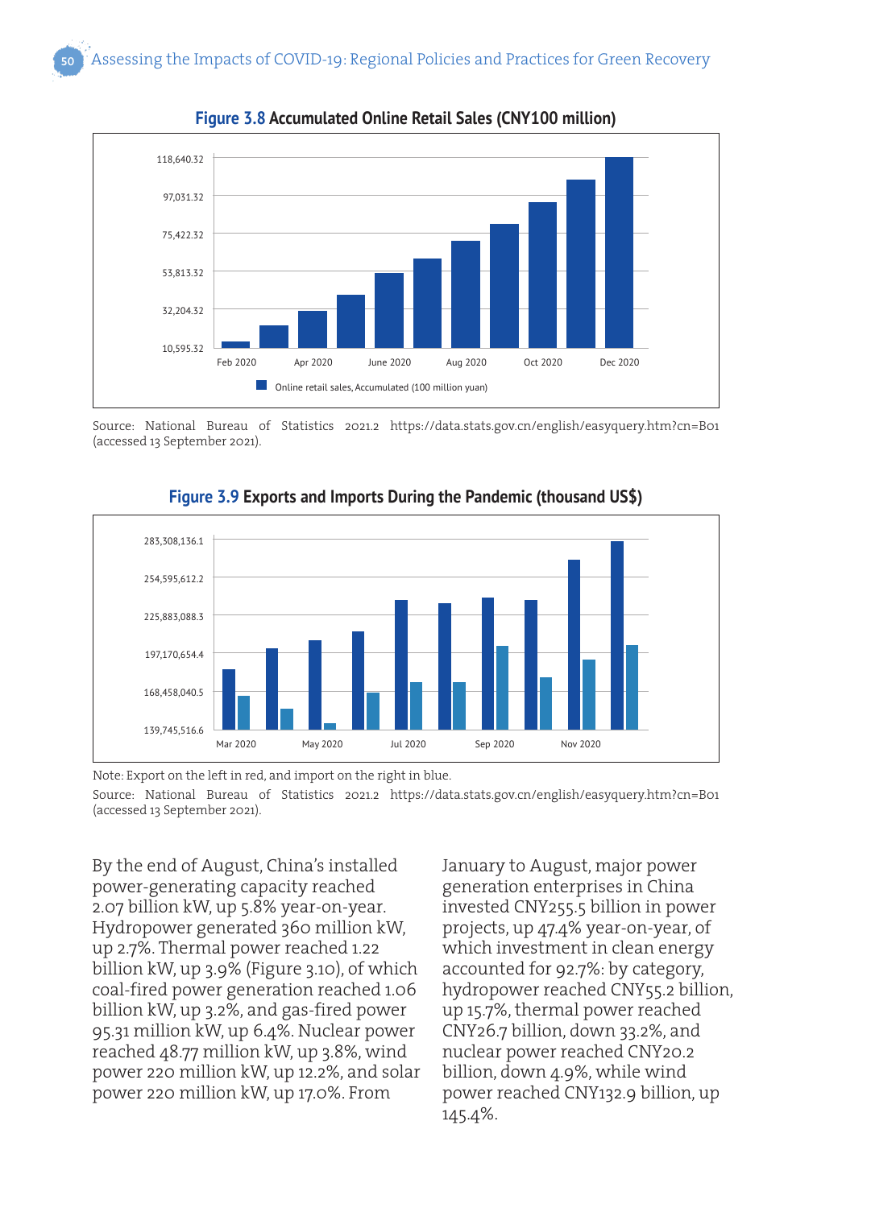**Figure 3.8** Accumulated Online Retail Sales (CNY100 million)

118,640.32
97,031.32
75,422.32
53,813.32
32,204.32
10,595.32

Feb 2020
Apr 2020
June 2020
Aug 2020
Oct 2020
Dec 2020

Online retail sales, Accumulated (100 million yuan)

Source: National Bureau of Statistics 2021.2 https://data.stats.gov.cn/english/easyquery.htm?cn=B01 (accessed 13 September 2021).

**Figure 3.9** Exports and Imports During the Pandemic (thousand US$)

283,308,136.1
254,595,612.2
225,883,088.3
197,170,654.4
168,458,040.5
139,745,516.6

Mar 2020
May 2020
Jul 2020
Sep 2020
Nov 2020

Note: Export on the left in red, and import on the right in blue.

Source: National Bureau of Statistics 2021.2 https://data.stats.gov.cn/english/easyquery.htm?cn=B01 (accessed 13 September 2021).

By the end of August, China's installed power-generating capacity reached 2.07 billion kW, up 5.8% year-on-year. Hydropower generated 360 million kW, up 2.7%. Thermal power reached 1.22 billion kW, up 3.9% (Figure 3.10), of which coal-fired power generation reached 1.06 billion kW, up 3.2%, and gas-fired power 95.31 million kW, up 6.4%. Nuclear power reached 48.77 million kW, up 3.8%, wind power 220 million kW, up 12.2%, and solar power 220 million kW, up 17.0%. From January to August, major power generation enterprises in China invested CNY255.5 billion in power projects, up 47.4% year-on-year, of which investment in clean energy accounted for 92.7%: by category, hydropower reached CNY55.2 billion, up 15.7%, thermal power reached CNY26.7 billion, down 33.2%, and nuclear power reached CNY20.2 billion, down 4.9%, while wind power reached CNY132.9 billion, up 145.4%.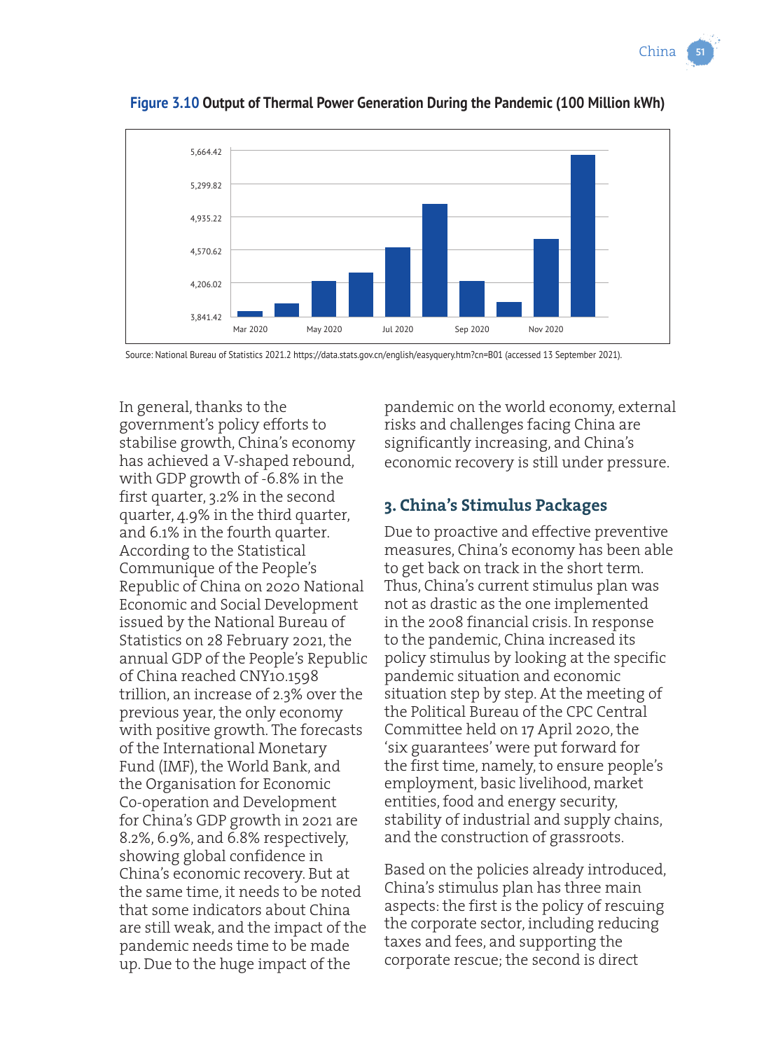**Figure 3.10 Output of Thermal Power Generation During the Pandemic (100 Million kWh)**

5,664.42
5,299.82
4,935.22
4,570.62
4,206.02
3,841.42

Mar 2020
May 2020
Jul 2020
Sep 2020
Nov 2020

Source: National Bureau of Statistics 2021.2 https://data.stats.gov.cn/english/easyquery.htm?cn=B01 (accessed 13 September 2021).

In general, thanks to the government's policy efforts to stabilise growth, China's economy has achieved a V-shaped rebound, with GDP growth of -6.8% in the first quarter, 3.2% in the second quarter, 4.9% in the third quarter, and 6.1% in the fourth quarter. According to the Statistical Communique of the People's Republic of China on 2020 National Economic and Social Development issued by the National Bureau of Statistics on 28 February 2021, the annual GDP of the People's Republic of China reached CNY10.1598 trillion, an increase of 2.3% over the previous year, the only economy with positive growth. The forecasts of the International Monetary Fund (IMF), the World Bank, and the Organisation for Economic Co-operation and Development for China's GDP growth in 2021 are 8.2%, 6.9%, and 6.8% respectively, showing global confidence in China's economic recovery. But at the same time, it needs to be noted that some indicators about China are still weak, and the impact of the pandemic needs time to be made up. Due to the huge impact of the pandemic on the world economy, external risks and challenges facing China are significantly increasing, and China's economic recovery is still under pressure.

## 3. China's Stimulus Packages

Due to proactive and effective preventive measures, China's economy has been able to get back on track in the short term. Thus, China's current stimulus plan was not as drastic as the one implemented in the 2008 financial crisis. In response to the pandemic, China increased its policy stimulus by looking at the specific pandemic situation and economic situation step by step. At the meeting of the Political Bureau of the CPC Central Committee held on 17 April 2020, the 'six guarantees' were put forward for the first time, namely, to ensure people's employment, basic livelihood, market entities, food and energy security, stability of industrial and supply chains, and the construction of grassroots.

Based on the policies already introduced, China's stimulus plan has three main aspects: the first is the policy of rescuing the corporate sector, including reducing taxes and fees, and supporting the corporate rescue; the second is direct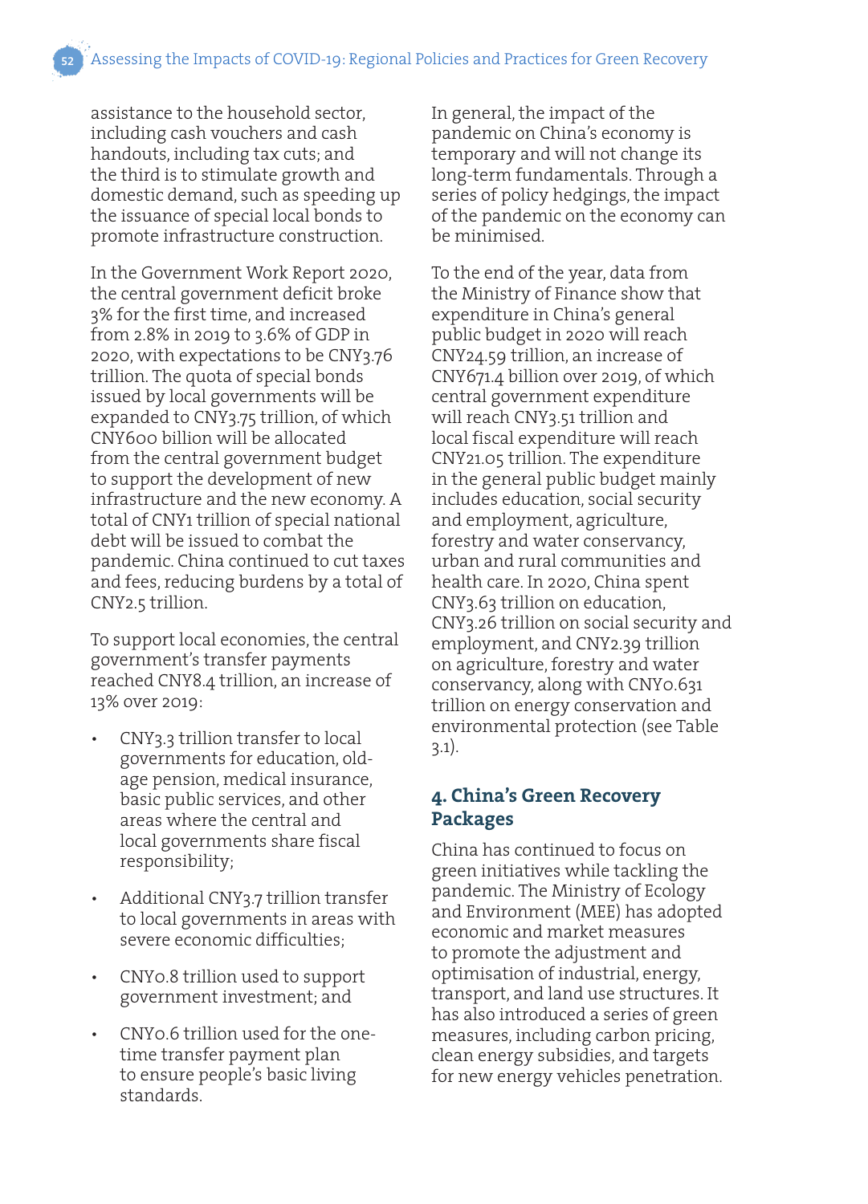assistance to the household sector, including cash vouchers and cash handouts, including tax cuts; and the third is to stimulate growth and domestic demand, such as speeding up the issuance of special local bonds to promote infrastructure construction.

In the Government Work Report 2020, the central government deficit broke 3% for the first time, and increased from 2.8% in 2019 to 3.6% of GDP in 2020, with expectations to be CNY3.76 trillion. The quota of special bonds issued by local governments will be expanded to CNY3.75 trillion, of which CNY600 billion will be allocated from the central government budget to support the development of new infrastructure and the new economy. A total of CNY1 trillion of special national debt will be issued to combat the pandemic. China continued to cut taxes and fees, reducing burdens by a total of CNY2.5 trillion.

To support local economies, the central government's transfer payments reached CNY8.4 trillion, an increase of 13% over 2019:

- CNY3.3 trillion transfer to local governments for education, old-age pension, medical insurance, basic public services, and other areas where the central and local governments share fiscal responsibility;
- Additional CNY3.7 trillion transfer to local governments in areas with severe economic difficulties;
- CNY0.8 trillion used to support government investment; and
- CNY0.6 trillion used for the one-time transfer payment plan to ensure people's basic living standards.

In general, the impact of the pandemic on China's economy is temporary and will not change its long-term fundamentals. Through a series of policy hedgings, the impact of the pandemic on the economy can be minimised.

To the end of the year, data from the Ministry of Finance show that expenditure in China's general public budget in 2020 will reach CNY24.59 trillion, an increase of CNY671.4 billion over 2019, of which central government expenditure will reach CNY3.51 trillion and local fiscal expenditure will reach CNY21.05 trillion. The expenditure in the general public budget mainly includes education, social security and employment, agriculture, forestry and water conservancy, urban and rural communities and health care. In 2020, China spent CNY3.63 trillion on education, CNY3.26 trillion on social security and employment, and CNY2.39 trillion on agriculture, forestry and water conservancy, along with CNY0.631 trillion on energy conservation and environmental protection (see Table 3.1).

## 4. China's Green Recovery Packages

China has continued to focus on green initiatives while tackling the pandemic. The Ministry of Ecology and Environment (MEE) has adopted economic and market measures to promote the adjustment and optimisation of industrial, energy, transport, and land use structures. It has also introduced a series of green measures, including carbon pricing, clean energy subsidies, and targets for new energy vehicles penetration.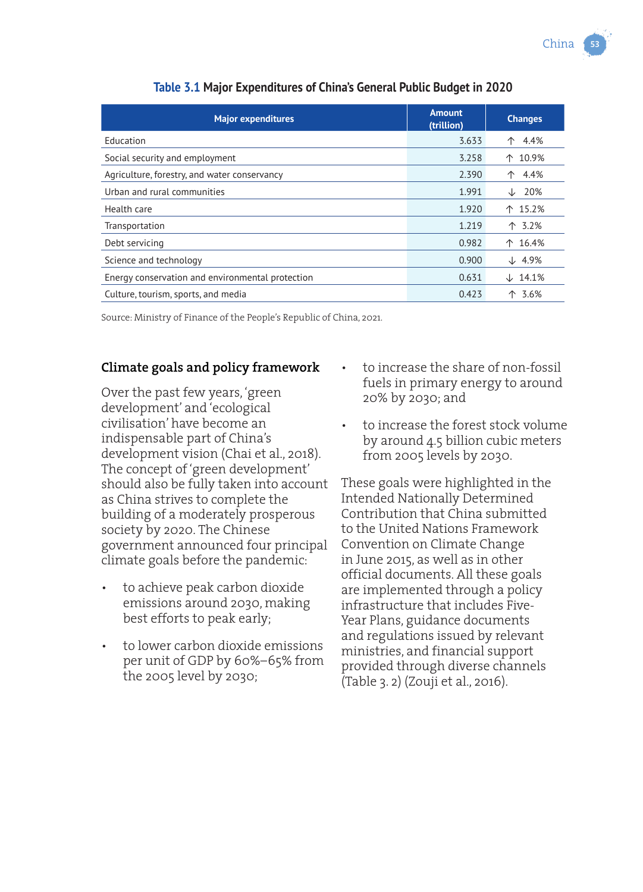**Table 3.1** Major Expenditures of China's General Public Budget in 2020

| Major expenditures | Amount (trillion) | Changes |
|---|---|---|
| Education | 3.633 | ↑ 4.4% |
| Social security and employment | 3.258 | ↑ 10.9% |
| Agriculture, forestry, and water conservancy | 2.390 | ↑ 4.4% |
| Urban and rural communities | 1.991 | ↓ 20% |
| Health care | 1.920 | ↑ 15.2% |
| Transportation | 1.219 | ↑ 3.2% |
| Debt servicing | 0.982 | ↑ 16.4% |
| Science and technology | 0.900 | ↓ 4.9% |
| Energy conservation and environmental protection | 0.631 | ↓ 14.1% |
| Culture, tourism, sports, and media | 0.423 | ↑ 3.6% |

Source: Ministry of Finance of the People's Republic of China, 2021.

## Climate goals and policy framework

Over the past few years, 'green development' and 'ecological civilisation' have become an indispensable part of China's development vision (Chai et al., 2018). The concept of 'green development' should also be fully taken into account as China strives to complete the building of a moderately prosperous society by 2020. The Chinese government announced four principal climate goals before the pandemic:

- to achieve peak carbon dioxide emissions around 2030, making best efforts to peak early;
- to lower carbon dioxide emissions per unit of GDP by 60%–65% from the 2005 level by 2030;
- to increase the share of non-fossil fuels in primary energy to around 20% by 2030; and
- to increase the forest stock volume by around 4.5 billion cubic meters from 2005 levels by 2030.

These goals were highlighted in the Intended Nationally Determined Contribution that China submitted to the United Nations Framework Convention on Climate Change in June 2015, as well as in other official documents. All these goals are implemented through a policy infrastructure that includes Five-Year Plans, guidance documents and regulations issued by relevant ministries, and financial support provided through diverse channels (Table 3. 2) (Zouji et al., 2016).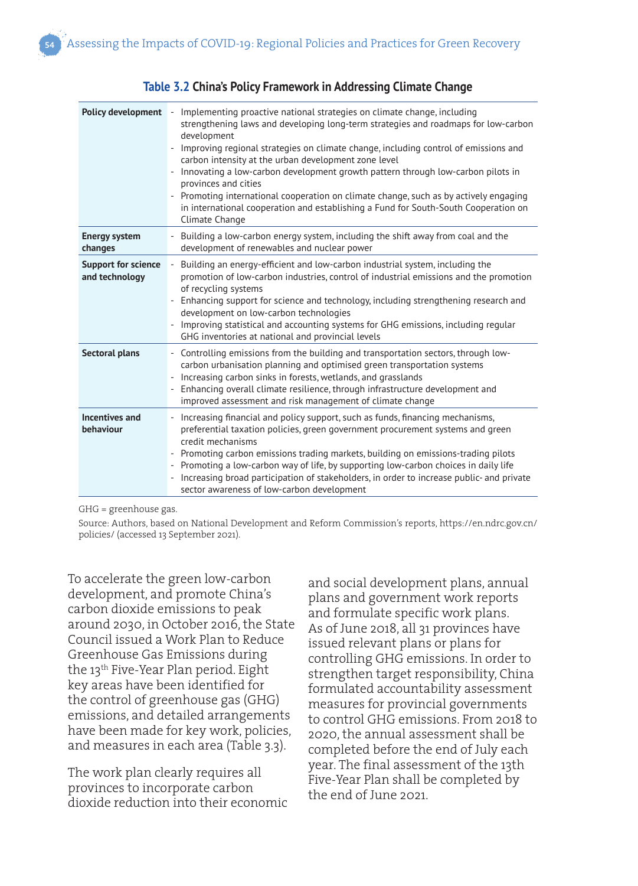**Table 3.2 China's Policy Framework in Addressing Climate Change**

| | |
|---|---|
| **Policy development** | - Implementing proactive national strategies on climate change, including strengthening laws and developing long-term strategies and roadmaps for low-carbon development<br>- Improving regional strategies on climate change, including control of emissions and carbon intensity at the urban development zone level<br>- Innovating a low-carbon development growth pattern through low-carbon pilots in provinces and cities<br>- Promoting international cooperation on climate change, such as by actively engaging in international cooperation and establishing a Fund for South-South Cooperation on Climate Change |
| **Energy system changes** | - Building a low-carbon energy system, including the shift away from coal and the development of renewables and nuclear power |
| **Support for science and technology** | - Building an energy-efficient and low-carbon industrial system, including the promotion of low-carbon industries, control of industrial emissions and the promotion of recycling systems<br>- Enhancing support for science and technology, including strengthening research and development on low-carbon technologies<br>- Improving statistical and accounting systems for GHG emissions, including regular GHG inventories at national and provincial levels |
| **Sectoral plans** | - Controlling emissions from the building and transportation sectors, through low-carbon urbanisation planning and optimised green transportation systems<br>- Increasing carbon sinks in forests, wetlands, and grasslands<br>- Enhancing overall climate resilience, through infrastructure development and improved assessment and risk management of climate change |
| **Incentives and behaviour** | - Increasing financial and policy support, such as funds, financing mechanisms, preferential taxation policies, green government procurement systems and green credit mechanisms<br>- Promoting carbon emissions trading markets, building on emissions-trading pilots<br>- Promoting a low-carbon way of life, by supporting low-carbon choices in daily life<br>- Increasing broad participation of stakeholders, in order to increase public- and private sector awareness of low-carbon development |

GHG = greenhouse gas.

Source: Authors, based on National Development and Reform Commission's reports, https://en.ndrc.gov.cn/policies/ (accessed 13 September 2021).

To accelerate the green low-carbon development, and promote China's carbon dioxide emissions to peak around 2030, in October 2016, the State Council issued a Work Plan to Reduce Greenhouse Gas Emissions during the 13th Five-Year Plan period. Eight key areas have been identified for the control of greenhouse gas (GHG) emissions, and detailed arrangements have been made for key work, policies, and measures in each area (Table 3.3).

The work plan clearly requires all provinces to incorporate carbon dioxide reduction into their economic and social development plans, annual plans and government work reports and formulate specific work plans. As of June 2018, all 31 provinces have issued relevant plans or plans for controlling GHG emissions. In order to strengthen target responsibility, China formulated accountability assessment measures for provincial governments to control GHG emissions. From 2018 to 2020, the annual assessment shall be completed before the end of July each year. The final assessment of the 13th Five-Year Plan shall be completed by the end of June 2021.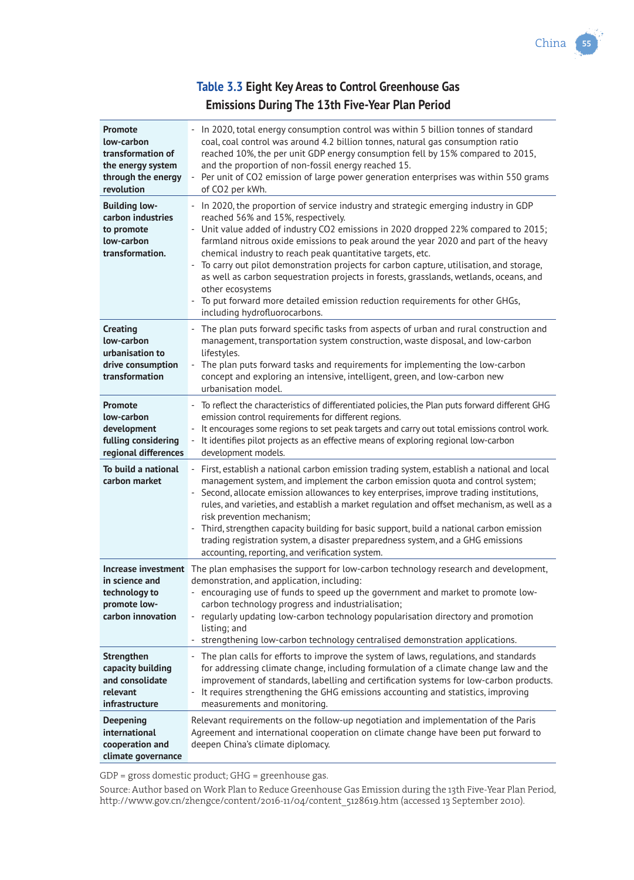**Table 3.3 Eight Key Areas to Control Greenhouse Gas Emissions During The 13th Five-Year Plan Period**

| | |
|---|---|
| **Promote low-carbon transformation of the energy system through the energy revolution** | - In 2020, total energy consumption control was within 5 billion tonnes of standard coal, coal control was around 4.2 billion tonnes, natural gas consumption ratio reached 10%, the per unit GDP energy consumption fell by 15% compared to 2015, and the proportion of non-fossil energy reached 15.<br>- Per unit of $CO_2$ emission of large power generation enterprises was within 550 grams of $CO_2$ per kWh. |
| **Building low-carbon industries to promote low-carbon transformation.** | - In 2020, the proportion of service industry and strategic emerging industry in GDP reached 56% and 15%, respectively.<br>- Unit value added of industry $CO_2$ emissions in 2020 dropped 22% compared to 2015; farmland nitrous oxide emissions to peak around the year 2020 and part of the heavy chemical industry to reach peak quantitative targets, etc.<br>- To carry out pilot demonstration projects for carbon capture, utilisation, and storage, as well as carbon sequestration projects in forests, grasslands, wetlands, oceans, and other ecosystems<br>- To put forward more detailed emission reduction requirements for other GHGs, including hydrofluorocarbons. |
| **Creating low-carbon urbanisation to drive consumption transformation** | - The plan puts forward specific tasks from aspects of urban and rural construction and management, transportation system construction, waste disposal, and low-carbon lifestyles.<br>- The plan puts forward tasks and requirements for implementing the low-carbon concept and exploring an intensive, intelligent, green, and low-carbon new urbanisation model. |
| **Promote low-carbon development fulling considering regional differences** | - To reflect the characteristics of differentiated policies, the Plan puts forward different GHG emission control requirements for different regions.<br>- It encourages some regions to set peak targets and carry out total emissions control work.<br>- It identifies pilot projects as an effective means of exploring regional low-carbon development models. |
| **To build a national carbon market** | - First, establish a national carbon emission trading system, establish a national and local management system, and implement the carbon emission quota and control system;<br>- Second, allocate emission allowances to key enterprises, improve trading institutions, rules, and varieties, and establish a market regulation and offset mechanism, as well as a risk prevention mechanism;<br>- Third, strengthen capacity building for basic support, build a national carbon emission trading registration system, a disaster preparedness system, and a GHG emissions accounting, reporting, and verification system. |
| **Increase investment in science and technology to promote low-carbon innovation** | The plan emphasises the support for low-carbon technology research and development, demonstration, and application, including:<br>- encouraging use of funds to speed up the government and market to promote low-carbon technology progress and industrialisation;<br>- regularly updating low-carbon technology popularisation directory and promotion listing; and<br>- strengthening low-carbon technology centralised demonstration applications. |
| **Strengthen capacity building and consolidate relevant infrastructure** | - The plan calls for efforts to improve the system of laws, regulations, and standards for addressing climate change, including formulation of a climate change law and the improvement of standards, labelling and certification systems for low-carbon products.<br>- It requires strengthening the GHG emissions accounting and statistics, improving measurements and monitoring. |
| **Deepening international cooperation and climate governance** | Relevant requirements on the follow-up negotiation and implementation of the Paris Agreement and international cooperation on climate change have been put forward to deepen China's climate diplomacy. |

GDP = gross domestic product; GHG = greenhouse gas.

Source: Author based on Work Plan to Reduce Greenhouse Gas Emission during the 13th Five-Year Plan Period, http://www.gov.cn/zhengce/content/2016-11/04/content_5128619.htm (accessed 13 September 2010).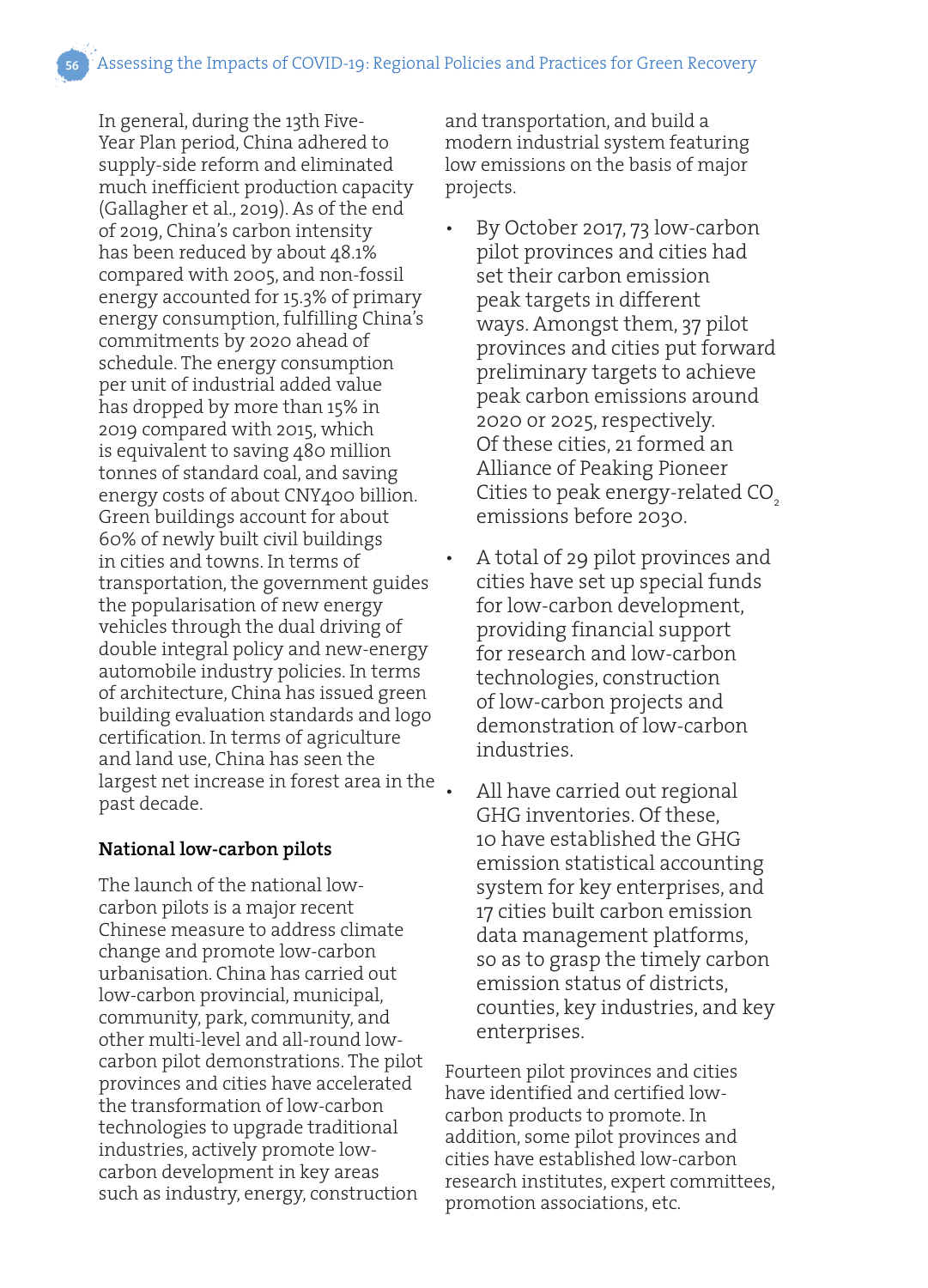In general, during the 13th Five-Year Plan period, China adhered to supply-side reform and eliminated much inefficient production capacity (Gallagher et al., 2019). As of the end of 2019, China's carbon intensity has been reduced by about 48.1% compared with 2005, and non-fossil energy accounted for 15.3% of primary energy consumption, fulfilling China's commitments by 2020 ahead of schedule. The energy consumption per unit of industrial added value has dropped by more than 15% in 2019 compared with 2015, which is equivalent to saving 480 million tonnes of standard coal, and saving energy costs of about CNY400 billion. Green buildings account for about 60% of newly built civil buildings in cities and towns. In terms of transportation, the government guides the popularisation of new energy vehicles through the dual driving of double integral policy and new-energy automobile industry policies. In terms of architecture, China has issued green building evaluation standards and logo certification. In terms of agriculture and land use, China has seen the largest net increase in forest area in the past decade.

**National low-carbon pilots**

The launch of the national low-carbon pilots is a major recent Chinese measure to address climate change and promote low-carbon urbanisation. China has carried out low-carbon provincial, municipal, community, park, community, and other multi-level and all-round low-carbon pilot demonstrations. The pilot provinces and cities have accelerated the transformation of low-carbon technologies to upgrade traditional industries, actively promote low-carbon development in key areas such as industry, energy, construction and transportation, and build a modern industrial system featuring low emissions on the basis of major projects.

- By October 2017, 73 low-carbon pilot provinces and cities had set their carbon emission peak targets in different ways. Amongst them, 37 pilot provinces and cities put forward preliminary targets to achieve peak carbon emissions around 2020 or 2025, respectively. Of these cities, 21 formed an Alliance of Peaking Pioneer Cities to peak energy-related $CO_2$ emissions before 2030.
- A total of 29 pilot provinces and cities have set up special funds for low-carbon development, providing financial support for research and low-carbon technologies, construction of low-carbon projects and demonstration of low-carbon industries.
- All have carried out regional GHG inventories. Of these, 10 have established the GHG emission statistical accounting system for key enterprises, and 17 cities built carbon emission data management platforms, so as to grasp the timely carbon emission status of districts, counties, key industries, and key enterprises.

Fourteen pilot provinces and cities have identified and certified low-carbon products to promote. In addition, some pilot provinces and cities have established low-carbon research institutes, expert committees, promotion associations, etc.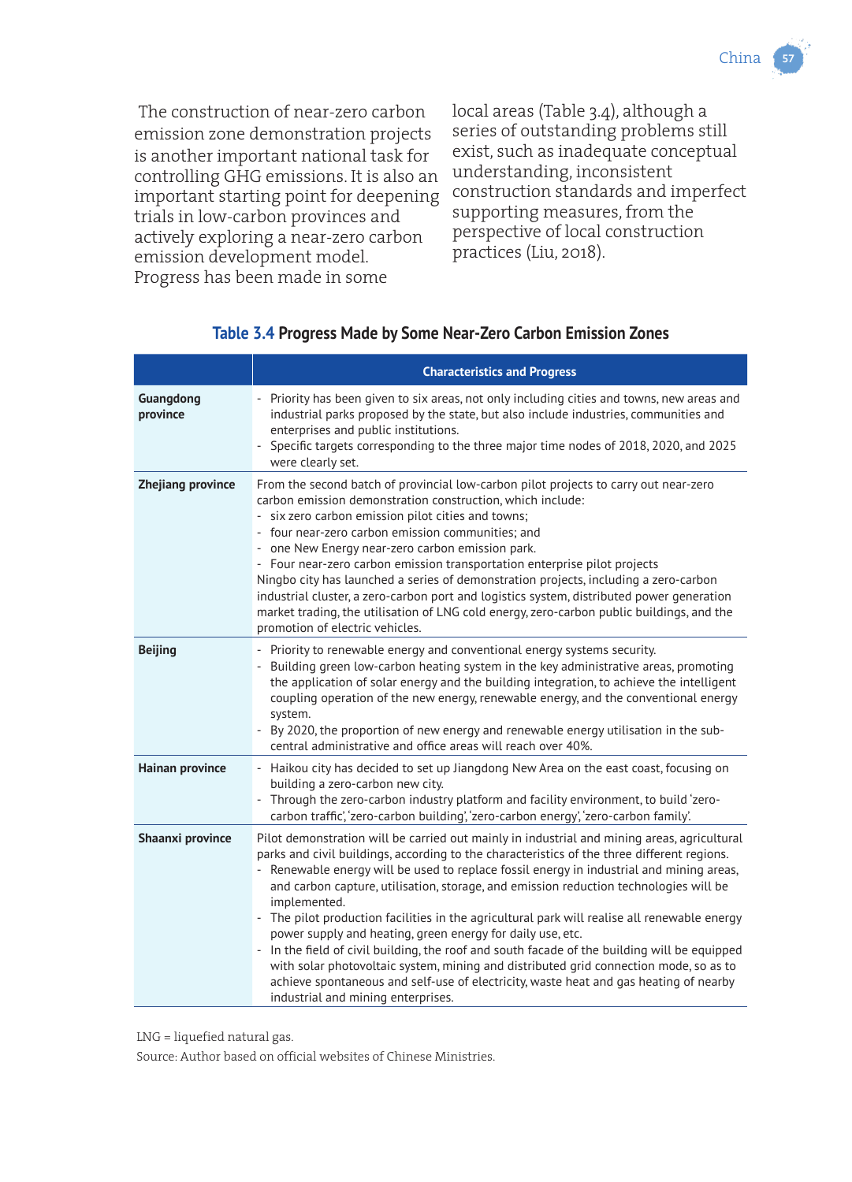The construction of near-zero carbon emission zone demonstration projects is another important national task for controlling GHG emissions. It is also an important starting point for deepening trials in low-carbon provinces and actively exploring a near-zero carbon emission development model. Progress has been made in some local areas (Table 3.4), although a series of outstanding problems still exist, such as inadequate conceptual understanding, inconsistent construction standards and imperfect supporting measures, from the perspective of local construction practices (Liu, 2018).

**Table 3.4 Progress Made by Some Near-Zero Carbon Emission Zones**

| | Characteristics and Progress |
|---|---|
| **Guangdong province** | - Priority has been given to six areas, not only including cities and towns, new areas and industrial parks proposed by the state, but also include industries, communities and enterprises and public institutions.<br>- Specific targets corresponding to the three major time nodes of 2018, 2020, and 2025 were clearly set. |
| **Zhejiang province** | From the second batch of provincial low-carbon pilot projects to carry out near-zero carbon emission demonstration construction, which include:<br>- six zero carbon emission pilot cities and towns;<br>- four near-zero carbon emission communities; and<br>- one New Energy near-zero carbon emission park.<br>- Four near-zero carbon emission transportation enterprise pilot projects<br>Ningbo city has launched a series of demonstration projects, including a zero-carbon industrial cluster, a zero-carbon port and logistics system, distributed power generation market trading, the utilisation of LNG cold energy, zero-carbon public buildings, and the promotion of electric vehicles. |
| **Beijing** | - Priority to renewable energy and conventional energy systems security.<br>- Building green low-carbon heating system in the key administrative areas, promoting the application of solar energy and the building integration, to achieve the intelligent coupling operation of the new energy, renewable energy, and the conventional energy system.<br>- By 2020, the proportion of new energy and renewable energy utilisation in the sub-central administrative and office areas will reach over 40%. |
| **Hainan province** | - Haikou city has decided to set up Jiangdong New Area on the east coast, focusing on building a zero-carbon new city.<br>- Through the zero-carbon industry platform and facility environment, to build 'zero-carbon traffic', 'zero-carbon building', 'zero-carbon energy', 'zero-carbon family'. |
| **Shaanxi province** | Pilot demonstration will be carried out mainly in industrial and mining areas, agricultural parks and civil buildings, according to the characteristics of the three different regions.<br>- Renewable energy will be used to replace fossil energy in industrial and mining areas, and carbon capture, utilisation, storage, and emission reduction technologies will be implemented.<br>- The pilot production facilities in the agricultural park will realise all renewable energy power supply and heating, green energy for daily use, etc.<br>- In the field of civil building, the roof and south facade of the building will be equipped with solar photovoltaic system, mining and distributed grid connection mode, so as to achieve spontaneous and self-use of electricity, waste heat and gas heating of nearby industrial and mining enterprises. |

LNG = liquefied natural gas.

Source: Author based on official websites of Chinese Ministries.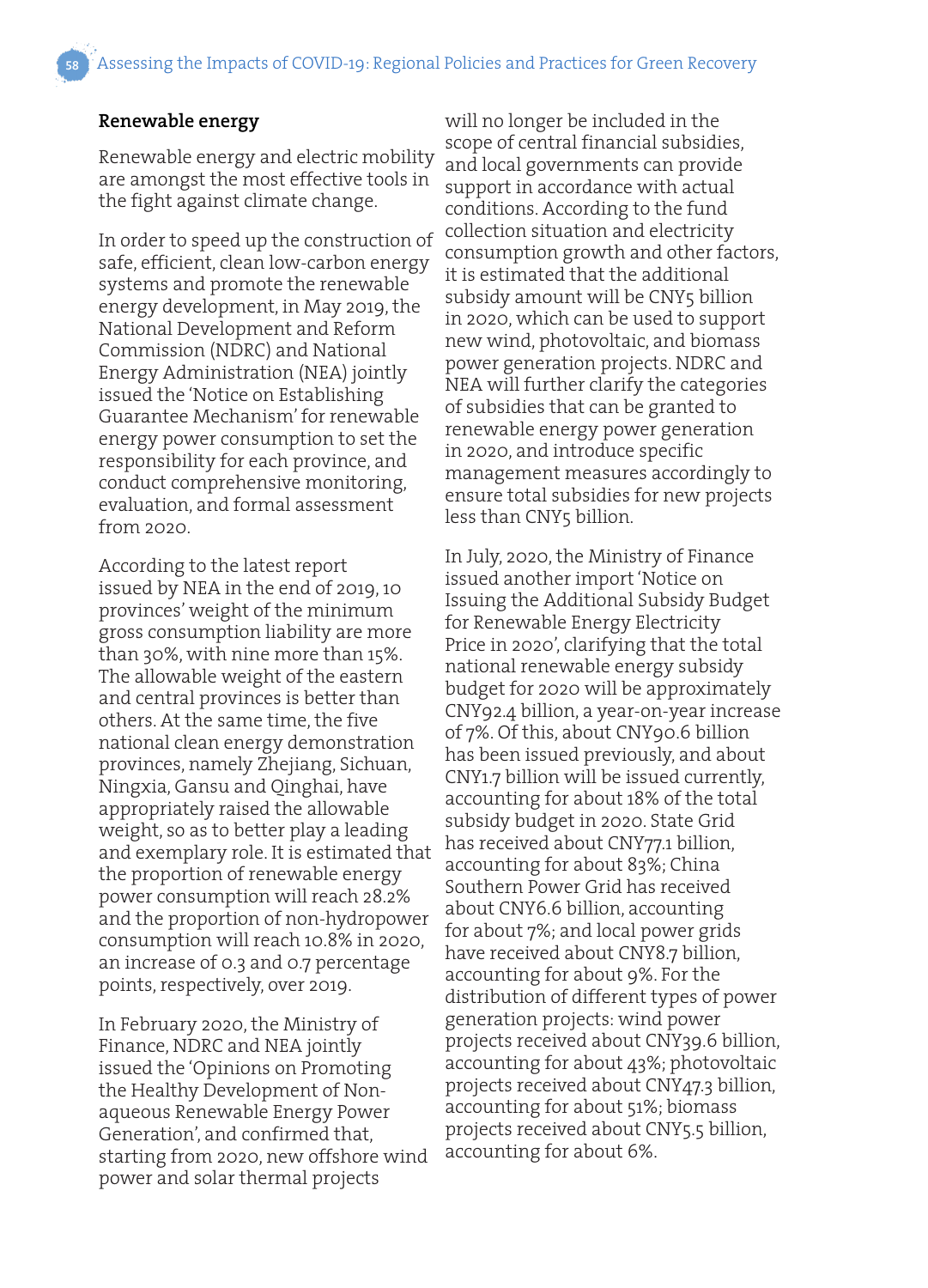## Renewable energy

Renewable energy and electric mobility are amongst the most effective tools in the fight against climate change.

In order to speed up the construction of safe, efficient, clean low-carbon energy systems and promote the renewable energy development, in May 2019, the National Development and Reform Commission (NDRC) and National Energy Administration (NEA) jointly issued the 'Notice on Establishing Guarantee Mechanism' for renewable energy power consumption to set the responsibility for each province, and conduct comprehensive monitoring, evaluation, and formal assessment from 2020.

According to the latest report issued by NEA in the end of 2019, 10 provinces' weight of the minimum gross consumption liability are more than 30%, with nine more than 15%. The allowable weight of the eastern and central provinces is better than others. At the same time, the five national clean energy demonstration provinces, namely Zhejiang, Sichuan, Ningxia, Gansu and Qinghai, have appropriately raised the allowable weight, so as to better play a leading and exemplary role. It is estimated that the proportion of renewable energy power consumption will reach 28.2% and the proportion of non-hydropower consumption will reach 10.8% in 2020, an increase of 0.3 and 0.7 percentage points, respectively, over 2019.

In February 2020, the Ministry of Finance, NDRC and NEA jointly issued the 'Opinions on Promoting the Healthy Development of Non-aqueous Renewable Energy Power Generation', and confirmed that, starting from 2020, new offshore wind power and solar thermal projects will no longer be included in the scope of central financial subsidies, and local governments can provide support in accordance with actual conditions. According to the fund collection situation and electricity consumption growth and other factors, it is estimated that the additional subsidy amount will be CNY5 billion in 2020, which can be used to support new wind, photovoltaic, and biomass power generation projects. NDRC and NEA will further clarify the categories of subsidies that can be granted to renewable energy power generation in 2020, and introduce specific management measures accordingly to ensure total subsidies for new projects less than CNY5 billion.

In July, 2020, the Ministry of Finance issued another import 'Notice on Issuing the Additional Subsidy Budget for Renewable Energy Electricity Price in 2020', clarifying that the total national renewable energy subsidy budget for 2020 will be approximately CNY92.4 billion, a year-on-year increase of 7%. Of this, about CNY90.6 billion has been issued previously, and about CNY1.7 billion will be issued currently, accounting for about 18% of the total subsidy budget in 2020. State Grid has received about CNY77.1 billion, accounting for about 83%; China Southern Power Grid has received about CNY6.6 billion, accounting for about 7%; and local power grids have received about CNY8.7 billion, accounting for about 9%. For the distribution of different types of power generation projects: wind power projects received about CNY39.6 billion, accounting for about 43%; photovoltaic projects received about CNY47.3 billion, accounting for about 51%; biomass projects received about CNY5.5 billion, accounting for about 6%.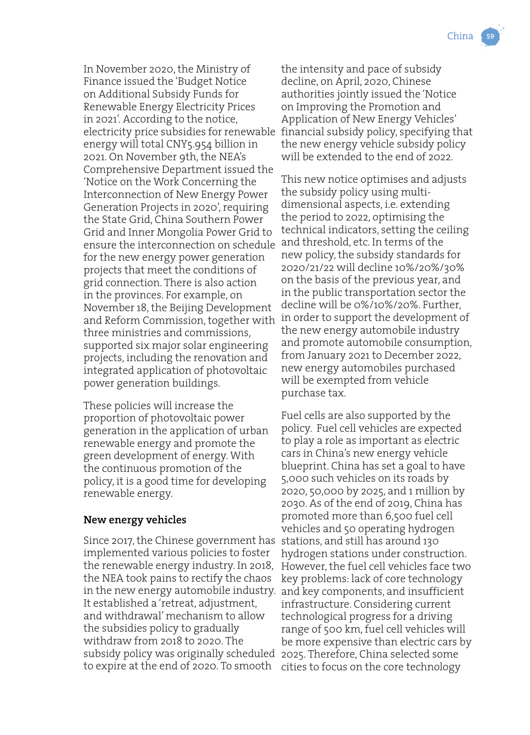In November 2020, the Ministry of Finance issued the 'Budget Notice on Additional Subsidy Funds for Renewable Energy Electricity Prices in 2021'. According to the notice, electricity price subsidies for renewable energy will total CNY5.954 billion in 2021. On November 9th, the NEA's Comprehensive Department issued the 'Notice on the Work Concerning the Interconnection of New Energy Power Generation Projects in 2020', requiring the State Grid, China Southern Power Grid and Inner Mongolia Power Grid to ensure the interconnection on schedule for the new energy power generation projects that meet the conditions of grid connection. There is also action in the provinces. For example, on November 18, the Beijing Development and Reform Commission, together with three ministries and commissions, supported six major solar engineering projects, including the renovation and integrated application of photovoltaic power generation buildings.

These policies will increase the proportion of photovoltaic power generation in the application of urban renewable energy and promote the green development of energy. With the continuous promotion of the policy, it is a good time for developing renewable energy.

### New energy vehicles

Since 2017, the Chinese government has implemented various policies to foster the renewable energy industry. In 2018, the NEA took pains to rectify the chaos in the new energy automobile industry. It established a 'retreat, adjustment, and withdrawal' mechanism to allow the subsidies policy to gradually withdraw from 2018 to 2020. The subsidy policy was originally scheduled to expire at the end of 2020. To smooth the intensity and pace of subsidy decline, on April, 2020, Chinese authorities jointly issued the 'Notice on Improving the Promotion and Application of New Energy Vehicles' financial subsidy policy, specifying that the new energy vehicle subsidy policy will be extended to the end of 2022.

This new notice optimises and adjusts the subsidy policy using multi-dimensional aspects, i.e. extending the period to 2022, optimising the technical indicators, setting the ceiling and threshold, etc. In terms of the new policy, the subsidy standards for 2020/21/22 will decline 10%/20%/30% on the basis of the previous year, and in the public transportation sector the decline will be 0%/10%/20%. Further, in order to support the development of the new energy automobile industry and promote automobile consumption, from January 2021 to December 2022, new energy automobiles purchased will be exempted from vehicle purchase tax.

Fuel cells are also supported by the policy. Fuel cell vehicles are expected to play a role as important as electric cars in China's new energy vehicle blueprint. China has set a goal to have 5,000 such vehicles on its roads by 2020, 50,000 by 2025, and 1 million by 2030. As of the end of 2019, China has promoted more than 6,500 fuel cell vehicles and 50 operating hydrogen stations, and still has around 130 hydrogen stations under construction. However, the fuel cell vehicles face two key problems: lack of core technology and key components, and insufficient infrastructure. Considering current technological progress for a driving range of 500 km, fuel cell vehicles will be more expensive than electric cars by 2025. Therefore, China selected some cities to focus on the core technology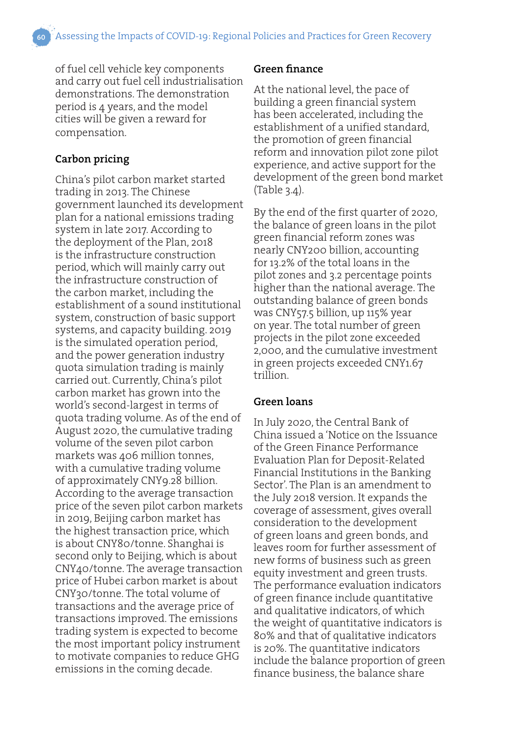of fuel cell vehicle key components and carry out fuel cell industrialisation demonstrations. The demonstration period is 4 years, and the model cities will be given a reward for compensation.

### Carbon pricing

China's pilot carbon market started trading in 2013. The Chinese government launched its development plan for a national emissions trading system in late 2017. According to the deployment of the Plan, 2018 is the infrastructure construction period, which will mainly carry out the infrastructure construction of the carbon market, including the establishment of a sound institutional system, construction of basic support systems, and capacity building. 2019 is the simulated operation period, and the power generation industry quota simulation trading is mainly carried out. Currently, China's pilot carbon market has grown into the world's second-largest in terms of quota trading volume. As of the end of August 2020, the cumulative trading volume of the seven pilot carbon markets was 406 million tonnes, with a cumulative trading volume of approximately CNY9.28 billion. According to the average transaction price of the seven pilot carbon markets in 2019, Beijing carbon market has the highest transaction price, which is about CNY80/tonne. Shanghai is second only to Beijing, which is about CNY40/tonne. The average transaction price of Hubei carbon market is about CNY30/tonne. The total volume of transactions and the average price of transactions improved. The emissions trading system is expected to become the most important policy instrument to motivate companies to reduce GHG emissions in the coming decade.

### Green finance

At the national level, the pace of building a green financial system has been accelerated, including the establishment of a unified standard, the promotion of green financial reform and innovation pilot zone pilot experience, and active support for the development of the green bond market (Table 3.4).

By the end of the first quarter of 2020, the balance of green loans in the pilot green financial reform zones was nearly CNY200 billion, accounting for 13.2% of the total loans in the pilot zones and 3.2 percentage points higher than the national average. The outstanding balance of green bonds was CNY57.5 billion, up 115% year on year. The total number of green projects in the pilot zone exceeded 2,000, and the cumulative investment in green projects exceeded CNY1.67 trillion.

### Green loans

In July 2020, the Central Bank of China issued a 'Notice on the Issuance of the Green Finance Performance Evaluation Plan for Deposit-Related Financial Institutions in the Banking Sector'. The Plan is an amendment to the July 2018 version. It expands the coverage of assessment, gives overall consideration to the development of green loans and green bonds, and leaves room for further assessment of new forms of business such as green equity investment and green trusts. The performance evaluation indicators of green finance include quantitative and qualitative indicators, of which the weight of quantitative indicators is 80% and that of qualitative indicators is 20%. The quantitative indicators include the balance proportion of green finance business, the balance share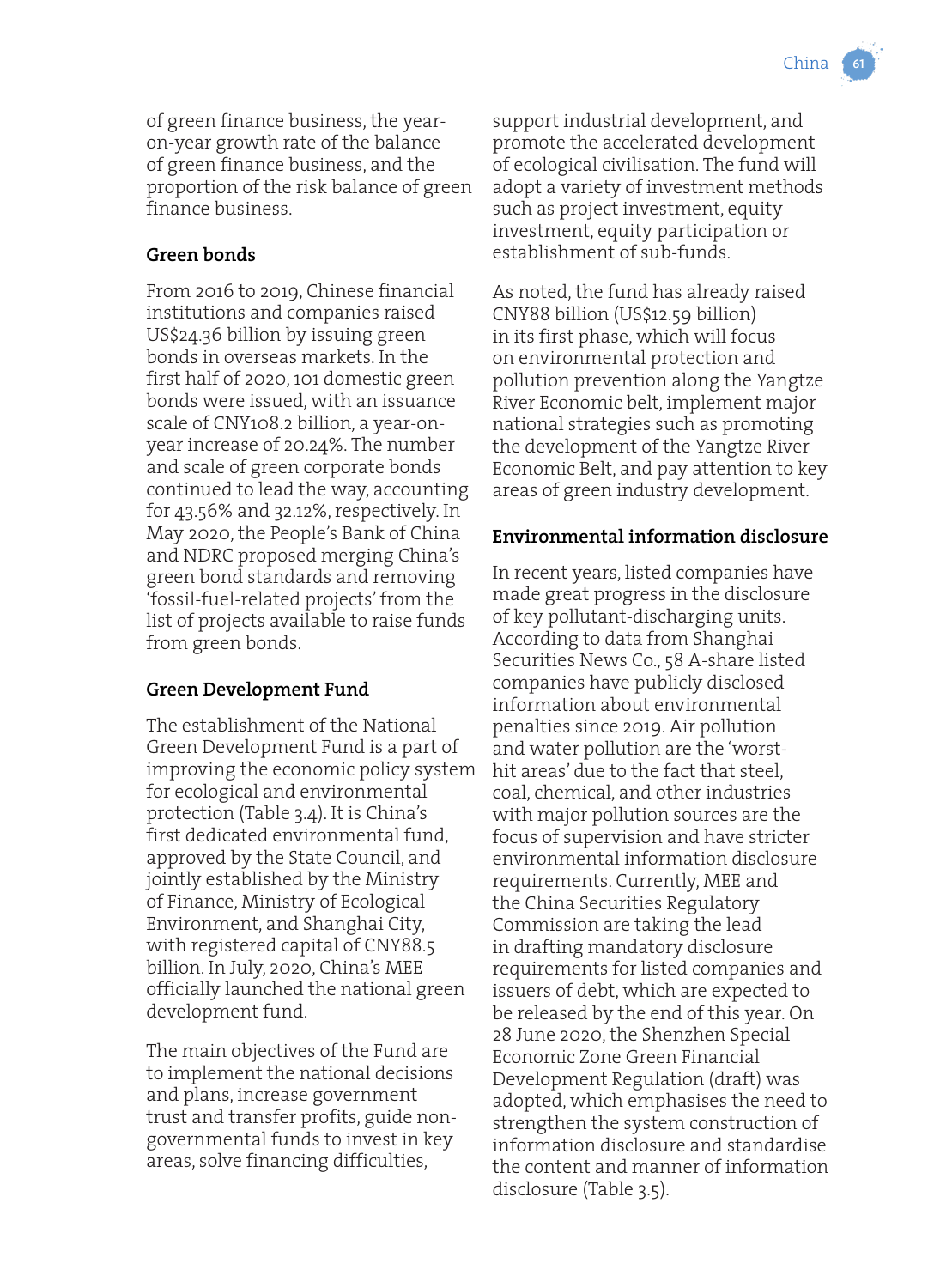of green finance business, the year-on-year growth rate of the balance of green finance business, and the proportion of the risk balance of green finance business.

### Green bonds

From 2016 to 2019, Chinese financial institutions and companies raised US$24.36 billion by issuing green bonds in overseas markets. In the first half of 2020, 101 domestic green bonds were issued, with an issuance scale of CNY108.2 billion, a year-on-year increase of 20.24%. The number and scale of green corporate bonds continued to lead the way, accounting for 43.56% and 32.12%, respectively. In May 2020, the People's Bank of China and NDRC proposed merging China's green bond standards and removing 'fossil-fuel-related projects' from the list of projects available to raise funds from green bonds.

### Green Development Fund

The establishment of the National Green Development Fund is a part of improving the economic policy system for ecological and environmental protection (Table 3.4). It is China's first dedicated environmental fund, approved by the State Council, and jointly established by the Ministry of Finance, Ministry of Ecological Environment, and Shanghai City, with registered capital of CNY88.5 billion. In July, 2020, China's MEE officially launched the national green development fund.

The main objectives of the Fund are to implement the national decisions and plans, increase government trust and transfer profits, guide non-governmental funds to invest in key areas, solve financing difficulties, support industrial development, and promote the accelerated development of ecological civilisation. The fund will adopt a variety of investment methods such as project investment, equity investment, equity participation or establishment of sub-funds.

As noted, the fund has already raised CNY88 billion (US$12.59 billion) in its first phase, which will focus on environmental protection and pollution prevention along the Yangtze River Economic belt, implement major national strategies such as promoting the development of the Yangtze River Economic Belt, and pay attention to key areas of green industry development.

### Environmental information disclosure

In recent years, listed companies have made great progress in the disclosure of key pollutant-discharging units. According to data from Shanghai Securities News Co., 58 A-share listed companies have publicly disclosed information about environmental penalties since 2019. Air pollution and water pollution are the 'worst-hit areas' due to the fact that steel, coal, chemical, and other industries with major pollution sources are the focus of supervision and have stricter environmental information disclosure requirements. Currently, MEE and the China Securities Regulatory Commission are taking the lead in drafting mandatory disclosure requirements for listed companies and issuers of debt, which are expected to be released by the end of this year. On 28 June 2020, the Shenzhen Special Economic Zone Green Financial Development Regulation (draft) was adopted, which emphasises the need to strengthen the system construction of information disclosure and standardise the content and manner of information disclosure (Table 3.5).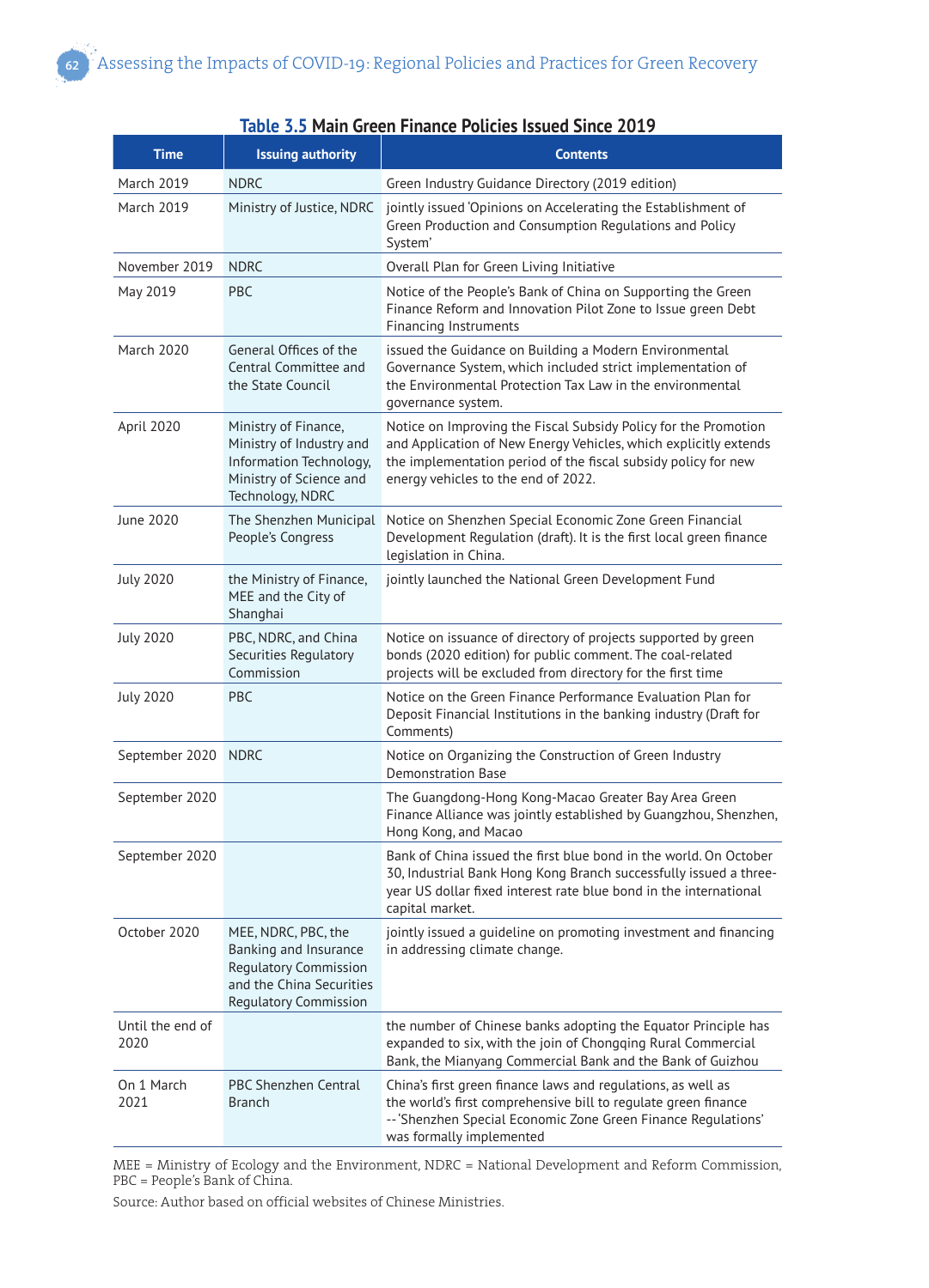**Table 3.5 Main Green Finance Policies Issued Since 2019**

| Time | Issuing authority | Contents |
|---|---|---|
| March 2019 | NDRC | Green Industry Guidance Directory (2019 edition) |
| March 2019 | Ministry of Justice, NDRC | jointly issued 'Opinions on Accelerating the Establishment of Green Production and Consumption Regulations and Policy System' |
| November 2019 | NDRC | Overall Plan for Green Living Initiative |
| May 2019 | PBC | Notice of the People's Bank of China on Supporting the Green Finance Reform and Innovation Pilot Zone to Issue green Debt Financing Instruments |
| March 2020 | General Offices of the Central Committee and the State Council | issued the Guidance on Building a Modern Environmental Governance System, which included strict implementation of the Environmental Protection Tax Law in the environmental governance system. |
| April 2020 | Ministry of Finance, Ministry of Industry and Information Technology, Ministry of Science and Technology, NDRC | Notice on Improving the Fiscal Subsidy Policy for the Promotion and Application of New Energy Vehicles, which explicitly extends the implementation period of the fiscal subsidy policy for new energy vehicles to the end of 2022. |
| June 2020 | The Shenzhen Municipal People's Congress | Notice on Shenzhen Special Economic Zone Green Financial Development Regulation (draft). It is the first local green finance legislation in China. |
| July 2020 | the Ministry of Finance, MEE and the City of Shanghai | jointly launched the National Green Development Fund |
| July 2020 | PBC, NDRC, and China Securities Regulatory Commission | Notice on issuance of directory of projects supported by green bonds (2020 edition) for public comment. The coal-related projects will be excluded from directory for the first time |
| July 2020 | PBC | Notice on the Green Finance Performance Evaluation Plan for Deposit Financial Institutions in the banking industry (Draft for Comments) |
| September 2020 | NDRC | Notice on Organizing the Construction of Green Industry Demonstration Base |
| September 2020 | | The Guangdong-Hong Kong-Macao Greater Bay Area Green Finance Alliance was jointly established by Guangzhou, Shenzhen, Hong Kong, and Macao |
| September 2020 | | Bank of China issued the first blue bond in the world. On October 30, Industrial Bank Hong Kong Branch successfully issued a three-year US dollar fixed interest rate blue bond in the international capital market. |
| October 2020 | MEE, NDRC, PBC, the Banking and Insurance Regulatory Commission and the China Securities Regulatory Commission | jointly issued a guideline on promoting investment and financing in addressing climate change. |
| Until the end of 2020 | | the number of Chinese banks adopting the Equator Principle has expanded to six, with the join of Chongqing Rural Commercial Bank, the Mianyang Commercial Bank and the Bank of Guizhou |
| On 1 March 2021 | PBC Shenzhen Central Branch | China's first green finance laws and regulations, as well as the world's first comprehensive bill to regulate green finance --'Shenzhen Special Economic Zone Green Finance Regulations' was formally implemented |

MEE = Ministry of Ecology and the Environment, NDRC = National Development and Reform Commission, PBC = People's Bank of China.

Source: Author based on official websites of Chinese Ministries.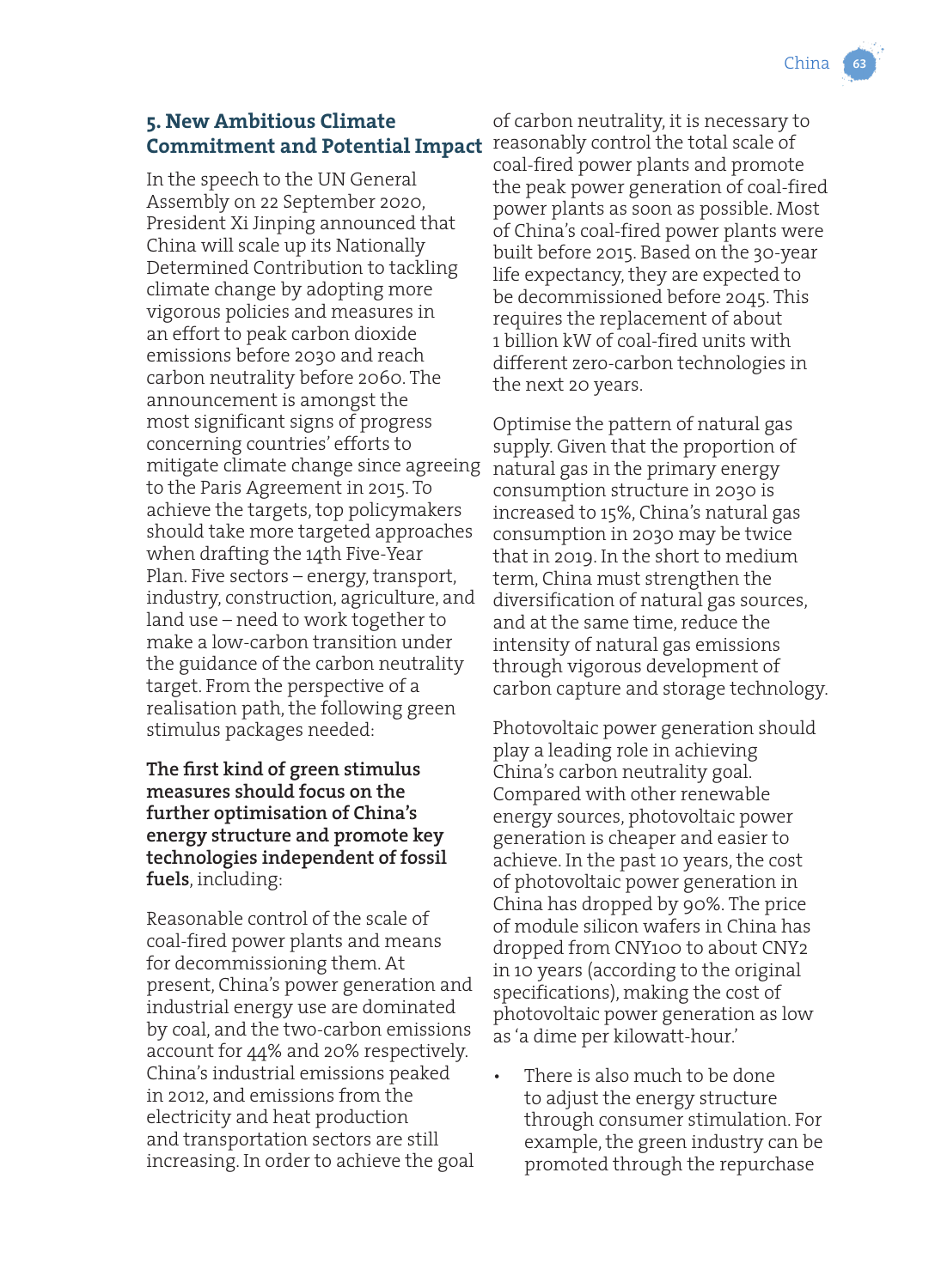## 5. New Ambitious Climate Commitment and Potential Impact

In the speech to the UN General Assembly on 22 September 2020, President Xi Jinping announced that China will scale up its Nationally Determined Contribution to tackling climate change by adopting more vigorous policies and measures in an effort to peak carbon dioxide emissions before 2030 and reach carbon neutrality before 2060. The announcement is amongst the most significant signs of progress concerning countries' efforts to mitigate climate change since agreeing to the Paris Agreement in 2015. To achieve the targets, top policymakers should take more targeted approaches when drafting the 14th Five-Year Plan. Five sectors – energy, transport, industry, construction, agriculture, and land use – need to work together to make a low-carbon transition under the guidance of the carbon neutrality target. From the perspective of a realisation path, the following green stimulus packages needed:

**The first kind of green stimulus measures should focus on the further optimisation of China's energy structure and promote key technologies independent of fossil fuels**, including:

Reasonable control of the scale of coal-fired power plants and means for decommissioning them. At present, China's power generation and industrial energy use are dominated by coal, and the two-carbon emissions account for 44% and 20% respectively. China's industrial emissions peaked in 2012, and emissions from the electricity and heat production and transportation sectors are still increasing. In order to achieve the goal of carbon neutrality, it is necessary to reasonably control the total scale of coal-fired power plants and promote the peak power generation of coal-fired power plants as soon as possible. Most of China's coal-fired power plants were built before 2015. Based on the 30-year life expectancy, they are expected to be decommissioned before 2045. This requires the replacement of about 1 billion kW of coal-fired units with different zero-carbon technologies in the next 20 years.

Optimise the pattern of natural gas supply. Given that the proportion of natural gas in the primary energy consumption structure in 2030 is increased to 15%, China's natural gas consumption in 2030 may be twice that in 2019. In the short to medium term, China must strengthen the diversification of natural gas sources, and at the same time, reduce the intensity of natural gas emissions through vigorous development of carbon capture and storage technology.

Photovoltaic power generation should play a leading role in achieving China's carbon neutrality goal. Compared with other renewable energy sources, photovoltaic power generation is cheaper and easier to achieve. In the past 10 years, the cost of photovoltaic power generation in China has dropped by 90%. The price of module silicon wafers in China has dropped from CNY100 to about CNY2 in 10 years (according to the original specifications), making the cost of photovoltaic power generation as low as 'a dime per kilowatt-hour.'

- There is also much to be done to adjust the energy structure through consumer stimulation. For example, the green industry can be promoted through the repurchase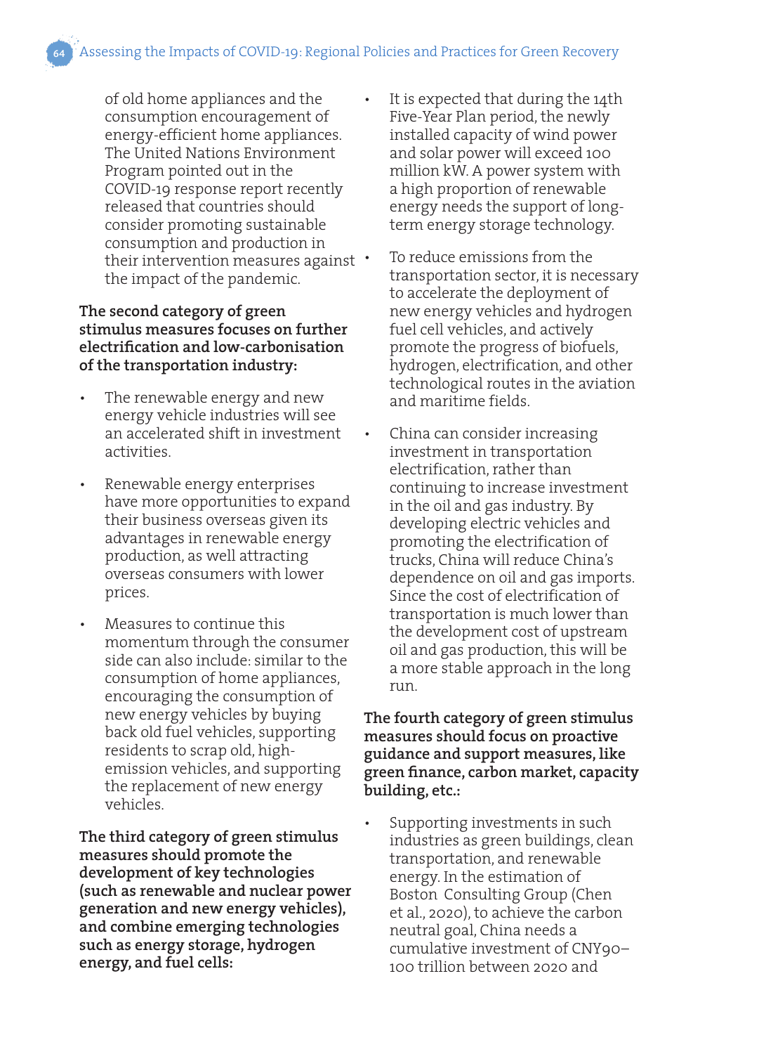of old home appliances and the consumption encouragement of energy-efficient home appliances. The United Nations Environment Program pointed out in the COVID-19 response report recently released that countries should consider promoting sustainable consumption and production in their intervention measures against the impact of the pandemic.

**The second category of green stimulus measures focuses on further electrification and low-carbonisation of the transportation industry:**

- The renewable energy and new energy vehicle industries will see an accelerated shift in investment activities.
- Renewable energy enterprises have more opportunities to expand their business overseas given its advantages in renewable energy production, as well attracting overseas consumers with lower prices.
- Measures to continue this momentum through the consumer side can also include: similar to the consumption of home appliances, encouraging the consumption of new energy vehicles by buying back old fuel vehicles, supporting residents to scrap old, high-emission vehicles, and supporting the replacement of new energy vehicles.

**The third category of green stimulus measures should promote the development of key technologies (such as renewable and nuclear power generation and new energy vehicles), and combine emerging technologies such as energy storage, hydrogen energy, and fuel cells:**

- It is expected that during the 14th Five-Year Plan period, the newly installed capacity of wind power and solar power will exceed 100 million kW. A power system with a high proportion of renewable energy needs the support of long-term energy storage technology.
- To reduce emissions from the transportation sector, it is necessary to accelerate the deployment of new energy vehicles and hydrogen fuel cell vehicles, and actively promote the progress of biofuels, hydrogen, electrification, and other technological routes in the aviation and maritime fields.
- China can consider increasing investment in transportation electrification, rather than continuing to increase investment in the oil and gas industry. By developing electric vehicles and promoting the electrification of trucks, China will reduce China's dependence on oil and gas imports. Since the cost of electrification of transportation is much lower than the development cost of upstream oil and gas production, this will be a more stable approach in the long run.

**The fourth category of green stimulus measures should focus on proactive guidance and support measures, like green finance, carbon market, capacity building, etc.:**

- Supporting investments in such industries as green buildings, clean transportation, and renewable energy. In the estimation of Boston Consulting Group (Chen et al., 2020), to achieve the carbon neutral goal, China needs a cumulative investment of CNY90–100 trillion between 2020 and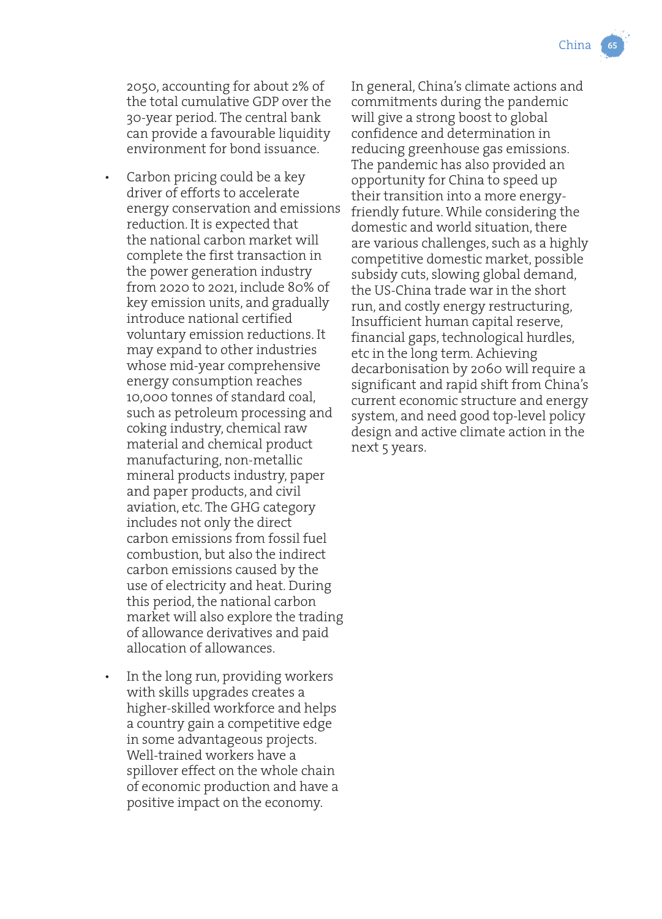2050, accounting for about 2% of the total cumulative GDP over the 30-year period. The central bank can provide a favourable liquidity environment for bond issuance.

- Carbon pricing could be a key driver of efforts to accelerate energy conservation and emissions reduction. It is expected that the national carbon market will complete the first transaction in the power generation industry from 2020 to 2021, include 80% of key emission units, and gradually introduce national certified voluntary emission reductions. It may expand to other industries whose mid-year comprehensive energy consumption reaches 10,000 tonnes of standard coal, such as petroleum processing and coking industry, chemical raw material and chemical product manufacturing, non-metallic mineral products industry, paper and paper products, and civil aviation, etc. The GHG category includes not only the direct carbon emissions from fossil fuel combustion, but also the indirect carbon emissions caused by the use of electricity and heat. During this period, the national carbon market will also explore the trading of allowance derivatives and paid allocation of allowances.

- In the long run, providing workers with skills upgrades creates a higher-skilled workforce and helps a country gain a competitive edge in some advantageous projects. Well-trained workers have a spillover effect on the whole chain of economic production and have a positive impact on the economy.

In general, China's climate actions and commitments during the pandemic will give a strong boost to global confidence and determination in reducing greenhouse gas emissions. The pandemic has also provided an opportunity for China to speed up their transition into a more energy-friendly future. While considering the domestic and world situation, there are various challenges, such as a highly competitive domestic market, possible subsidy cuts, slowing global demand, the US-China trade war in the short run, and costly energy restructuring, Insufficient human capital reserve, financial gaps, technological hurdles, etc in the long term. Achieving decarbonisation by 2060 will require a significant and rapid shift from China's current economic structure and energy system, and need good top-level policy design and active climate action in the next 5 years.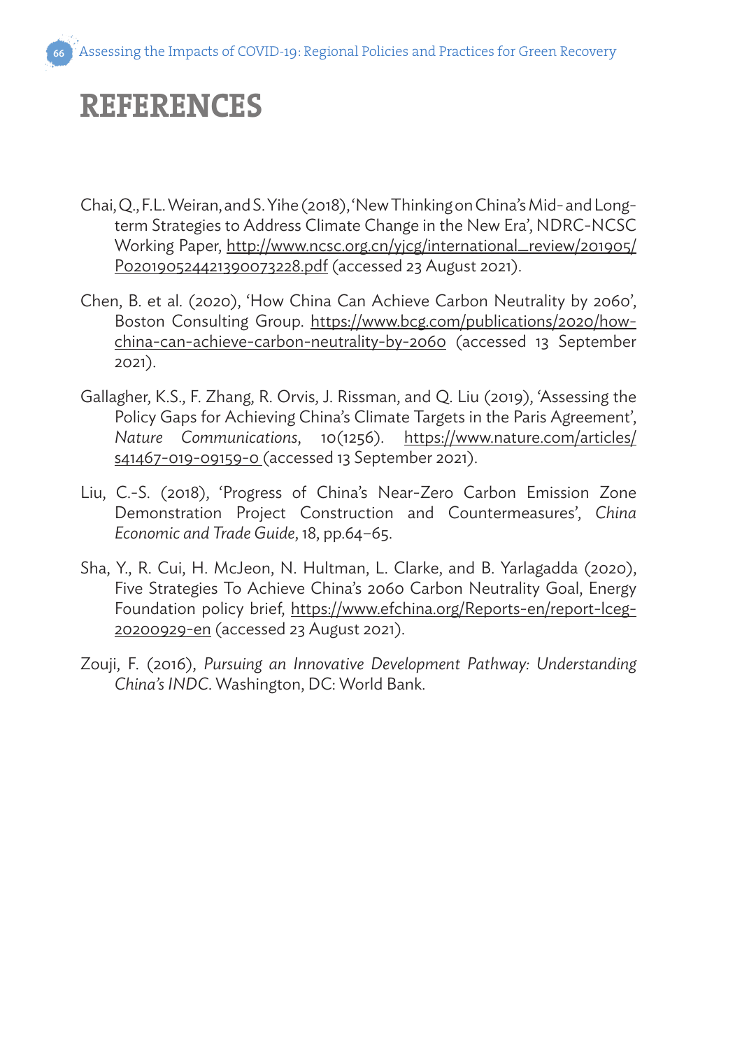# REFERENCES

Chai, Q., F.L. Weiran, and S. Yihe (2018), 'New Thinking on China's Mid- and Long-term Strategies to Address Climate Change in the New Era', NDRC-NCSC Working Paper, http://www.ncsc.org.cn/yjcg/international_review/201905/P020190524421390073228.pdf (accessed 23 August 2021).

Chen, B. et al. (2020), 'How China Can Achieve Carbon Neutrality by 2060', Boston Consulting Group. https://www.bcg.com/publications/2020/how-china-can-achieve-carbon-neutrality-by-2060 (accessed 13 September 2021).

Gallagher, K.S., F. Zhang, R. Orvis, J. Rissman, and Q. Liu (2019), 'Assessing the Policy Gaps for Achieving China's Climate Targets in the Paris Agreement', *Nature Communications*, 10(1256). https://www.nature.com/articles/s41467-019-09159-0 (accessed 13 September 2021).

Liu, C.-S. (2018), 'Progress of China's Near-Zero Carbon Emission Zone Demonstration Project Construction and Countermeasures', *China Economic and Trade Guide*, 18, pp.64–65.

Sha, Y., R. Cui, H. McJeon, N. Hultman, L. Clarke, and B. Yarlagadda (2020), Five Strategies To Achieve China's 2060 Carbon Neutrality Goal, Energy Foundation policy brief, https://www.efchina.org/Reports-en/report-lceg-20200929-en (accessed 23 August 2021).

Zouji, F. (2016), *Pursuing an Innovative Development Pathway: Understanding China's INDC*. Washington, DC: World Bank.